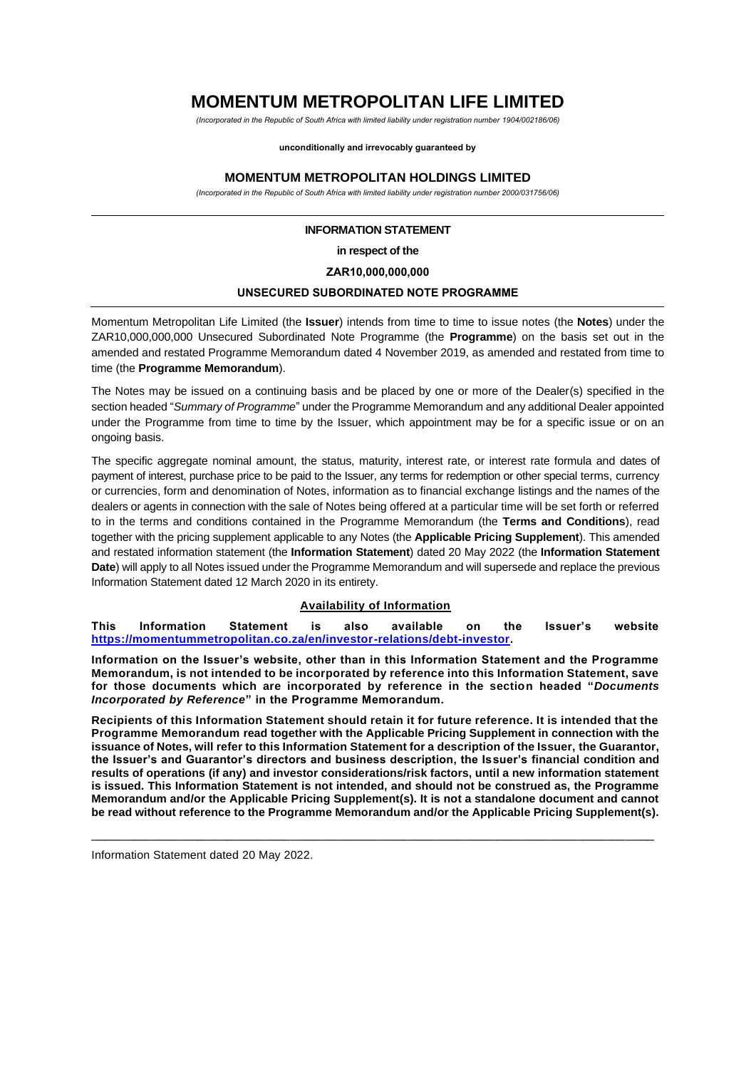# MOMENTUM METROPOLITAN LIFE LIMITED

*(Incorporated in the Republic of South Africa with limited liability under registration number 1904/002186/06)*

**unconditionally and irrevocably guaranteed by**

## MOMENTUM METROPOLITAN HOLDINGS LIMITED

*(Incorporated in the Republic of South Africa with limited liability under registration number 2000/031756/06)*

---

**INFORMATION STATEMENT**

**in respect of the**

**ZAR10,000,000,000**

**UNSECURED SUBORDINATED NOTE PROGRAMME**

---

Momentum Metropolitan Life Limited (the **Issuer**) intends from time to time to issue notes (the **Notes**) under the ZAR10,000,000,000 Unsecured Subordinated Note Programme (the **Programme**) on the basis set out in the amended and restated Programme Memorandum dated 4 November 2019, as amended and restated from time to time (the **Programme Memorandum**).

The Notes may be issued on a continuing basis and be placed by one or more of the Dealer(s) specified in the section headed "*Summary of Programme*" under the Programme Memorandum and any additional Dealer appointed under the Programme from time to time by the Issuer, which appointment may be for a specific issue or on an ongoing basis.

The specific aggregate nominal amount, the status, maturity, interest rate, or interest rate formula and dates of payment of interest, purchase price to be paid to the Issuer, any terms for redemption or other special terms, currency or currencies, form and denomination of Notes, information as to financial exchange listings and the names of the dealers or agents in connection with the sale of Notes being offered at a particular time will be set forth or referred to in the terms and conditions contained in the Programme Memorandum (the **Terms and Conditions**), read together with the pricing supplement applicable to any Notes (the **Applicable Pricing Supplement**). This amended and restated information statement (the **Information Statement**) dated 20 May 2022 (the **Information Statement Date**) will apply to all Notes issued under the Programme Memorandum and will supersede and replace the previous Information Statement dated 12 March 2020 in its entirety.

**Availability of Information**

**This Information Statement is also available on the Issuer's website https://momentummetropolitan.co.za/en/investor-relations/debt-investor.**

**Information on the Issuer's website, other than in this Information Statement and the Programme Memorandum, is not intended to be incorporated by reference into this Information Statement, save for those documents which are incorporated by reference in the section headed "*Documents Incorporated by Reference*" in the Programme Memorandum.**

**Recipients of this Information Statement should retain it for future reference. It is intended that the Programme Memorandum read together with the Applicable Pricing Supplement in connection with the issuance of Notes, will refer to this Information Statement for a description of the Issuer, the Guarantor, the Issuer's and Guarantor's directors and business description, the Issuer's financial condition and results of operations (if any) and investor considerations/risk factors, until a new information statement is issued. This Information Statement is not intended, and should not be construed as, the Programme Memorandum and/or the Applicable Pricing Supplement(s). It is not a standalone document and cannot be read without reference to the Programme Memorandum and/or the Applicable Pricing Supplement(s).**

---

Information Statement dated 20 May 2022.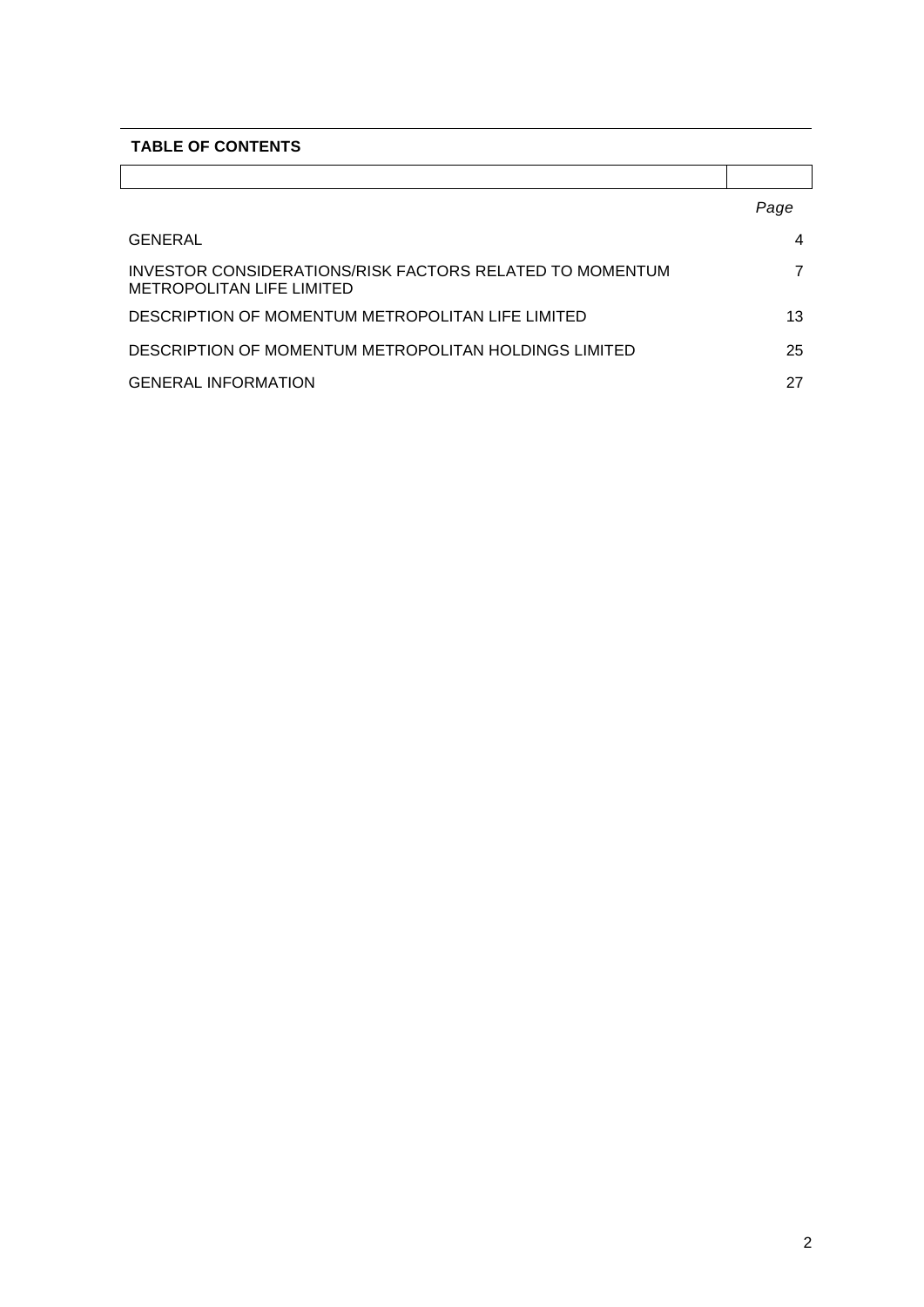**TABLE OF CONTENTS**

| | *Page* |
|---|---|
| GENERAL | 4 |
| INVESTOR CONSIDERATIONS/RISK FACTORS RELATED TO MOMENTUM METROPOLITAN LIFE LIMITED | 7 |
| DESCRIPTION OF MOMENTUM METROPOLITAN LIFE LIMITED | 13 |
| DESCRIPTION OF MOMENTUM METROPOLITAN HOLDINGS LIMITED | 25 |
| GENERAL INFORMATION | 27 |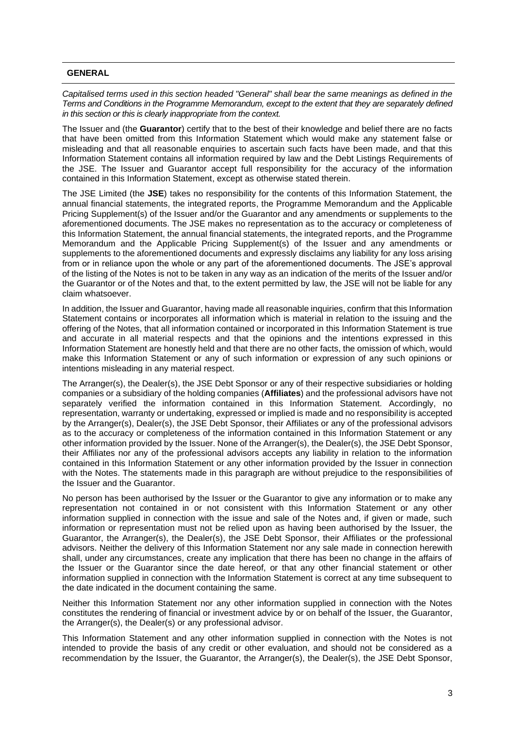## GENERAL

*Capitalised terms used in this section headed "General" shall bear the same meanings as defined in the Terms and Conditions in the Programme Memorandum, except to the extent that they are separately defined in this section or this is clearly inappropriate from the context.*

The Issuer and (the **Guarantor**) certify that to the best of their knowledge and belief there are no facts that have been omitted from this Information Statement which would make any statement false or misleading and that all reasonable enquiries to ascertain such facts have been made, and that this Information Statement contains all information required by law and the Debt Listings Requirements of the JSE. The Issuer and Guarantor accept full responsibility for the accuracy of the information contained in this Information Statement, except as otherwise stated therein.

The JSE Limited (the **JSE**) takes no responsibility for the contents of this Information Statement, the annual financial statements, the integrated reports, the Programme Memorandum and the Applicable Pricing Supplement(s) of the Issuer and/or the Guarantor and any amendments or supplements to the aforementioned documents. The JSE makes no representation as to the accuracy or completeness of this Information Statement, the annual financial statements, the integrated reports, and the Programme Memorandum and the Applicable Pricing Supplement(s) of the Issuer and any amendments or supplements to the aforementioned documents and expressly disclaims any liability for any loss arising from or in reliance upon the whole or any part of the aforementioned documents. The JSE's approval of the listing of the Notes is not to be taken in any way as an indication of the merits of the Issuer and/or the Guarantor or of the Notes and that, to the extent permitted by law, the JSE will not be liable for any claim whatsoever.

In addition, the Issuer and Guarantor, having made all reasonable inquiries, confirm that this Information Statement contains or incorporates all information which is material in relation to the issuing and the offering of the Notes, that all information contained or incorporated in this Information Statement is true and accurate in all material respects and that the opinions and the intentions expressed in this Information Statement are honestly held and that there are no other facts, the omission of which, would make this Information Statement or any of such information or expression of any such opinions or intentions misleading in any material respect.

The Arranger(s), the Dealer(s), the JSE Debt Sponsor or any of their respective subsidiaries or holding companies or a subsidiary of the holding companies (**Affiliates**) and the professional advisors have not separately verified the information contained in this Information Statement. Accordingly, no representation, warranty or undertaking, expressed or implied is made and no responsibility is accepted by the Arranger(s), Dealer(s), the JSE Debt Sponsor, their Affiliates or any of the professional advisors as to the accuracy or completeness of the information contained in this Information Statement or any other information provided by the Issuer. None of the Arranger(s), the Dealer(s), the JSE Debt Sponsor, their Affiliates nor any of the professional advisors accepts any liability in relation to the information contained in this Information Statement or any other information provided by the Issuer in connection with the Notes. The statements made in this paragraph are without prejudice to the responsibilities of the Issuer and the Guarantor.

No person has been authorised by the Issuer or the Guarantor to give any information or to make any representation not contained in or not consistent with this Information Statement or any other information supplied in connection with the issue and sale of the Notes and, if given or made, such information or representation must not be relied upon as having been authorised by the Issuer, the Guarantor, the Arranger(s), the Dealer(s), the JSE Debt Sponsor, their Affiliates or the professional advisors. Neither the delivery of this Information Statement nor any sale made in connection herewith shall, under any circumstances, create any implication that there has been no change in the affairs of the Issuer or the Guarantor since the date hereof, or that any other financial statement or other information supplied in connection with the Information Statement is correct at any time subsequent to the date indicated in the document containing the same.

Neither this Information Statement nor any other information supplied in connection with the Notes constitutes the rendering of financial or investment advice by or on behalf of the Issuer, the Guarantor, the Arranger(s), the Dealer(s) or any professional advisor.

This Information Statement and any other information supplied in connection with the Notes is not intended to provide the basis of any credit or other evaluation, and should not be considered as a recommendation by the Issuer, the Guarantor, the Arranger(s), the Dealer(s), the JSE Debt Sponsor,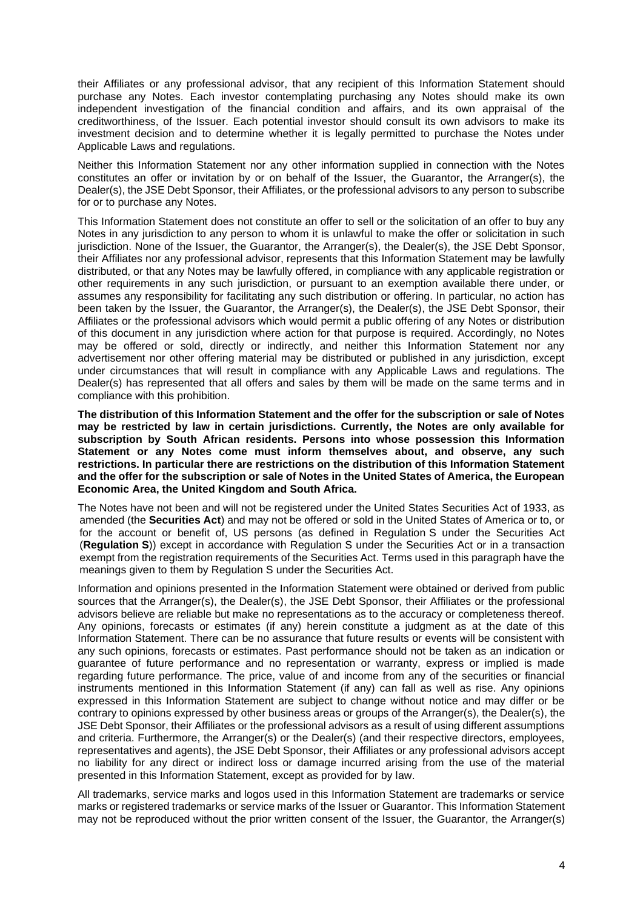their Affiliates or any professional advisor, that any recipient of this Information Statement should purchase any Notes. Each investor contemplating purchasing any Notes should make its own independent investigation of the financial condition and affairs, and its own appraisal of the creditworthiness, of the Issuer. Each potential investor should consult its own advisors to make its investment decision and to determine whether it is legally permitted to purchase the Notes under Applicable Laws and regulations.

Neither this Information Statement nor any other information supplied in connection with the Notes constitutes an offer or invitation by or on behalf of the Issuer, the Guarantor, the Arranger(s), the Dealer(s), the JSE Debt Sponsor, their Affiliates, or the professional advisors to any person to subscribe for or to purchase any Notes.

This Information Statement does not constitute an offer to sell or the solicitation of an offer to buy any Notes in any jurisdiction to any person to whom it is unlawful to make the offer or solicitation in such jurisdiction. None of the Issuer, the Guarantor, the Arranger(s), the Dealer(s), the JSE Debt Sponsor, their Affiliates nor any professional advisor, represents that this Information Statement may be lawfully distributed, or that any Notes may be lawfully offered, in compliance with any applicable registration or other requirements in any such jurisdiction, or pursuant to an exemption available there under, or assumes any responsibility for facilitating any such distribution or offering. In particular, no action has been taken by the Issuer, the Guarantor, the Arranger(s), the Dealer(s), the JSE Debt Sponsor, their Affiliates or the professional advisors which would permit a public offering of any Notes or distribution of this document in any jurisdiction where action for that purpose is required. Accordingly, no Notes may be offered or sold, directly or indirectly, and neither this Information Statement nor any advertisement nor other offering material may be distributed or published in any jurisdiction, except under circumstances that will result in compliance with any Applicable Laws and regulations. The Dealer(s) has represented that all offers and sales by them will be made on the same terms and in compliance with this prohibition.

**The distribution of this Information Statement and the offer for the subscription or sale of Notes may be restricted by law in certain jurisdictions. Currently, the Notes are only available for subscription by South African residents. Persons into whose possession this Information Statement or any Notes come must inform themselves about, and observe, any such restrictions. In particular there are restrictions on the distribution of this Information Statement and the offer for the subscription or sale of Notes in the United States of America, the European Economic Area, the United Kingdom and South Africa.**

The Notes have not been and will not be registered under the United States Securities Act of 1933, as amended (the **Securities Act**) and may not be offered or sold in the United States of America or to, or for the account or benefit of, US persons (as defined in Regulation S under the Securities Act (**Regulation S**)) except in accordance with Regulation S under the Securities Act or in a transaction exempt from the registration requirements of the Securities Act. Terms used in this paragraph have the meanings given to them by Regulation S under the Securities Act.

Information and opinions presented in the Information Statement were obtained or derived from public sources that the Arranger(s), the Dealer(s), the JSE Debt Sponsor, their Affiliates or the professional advisors believe are reliable but make no representations as to the accuracy or completeness thereof. Any opinions, forecasts or estimates (if any) herein constitute a judgment as at the date of this Information Statement. There can be no assurance that future results or events will be consistent with any such opinions, forecasts or estimates. Past performance should not be taken as an indication or guarantee of future performance and no representation or warranty, express or implied is made regarding future performance. The price, value of and income from any of the securities or financial instruments mentioned in this Information Statement (if any) can fall as well as rise. Any opinions expressed in this Information Statement are subject to change without notice and may differ or be contrary to opinions expressed by other business areas or groups of the Arranger(s), the Dealer(s), the JSE Debt Sponsor, their Affiliates or the professional advisors as a result of using different assumptions and criteria. Furthermore, the Arranger(s) or the Dealer(s) (and their respective directors, employees, representatives and agents), the JSE Debt Sponsor, their Affiliates or any professional advisors accept no liability for any direct or indirect loss or damage incurred arising from the use of the material presented in this Information Statement, except as provided for by law.

All trademarks, service marks and logos used in this Information Statement are trademarks or service marks or registered trademarks or service marks of the Issuer or Guarantor. This Information Statement may not be reproduced without the prior written consent of the Issuer, the Guarantor, the Arranger(s)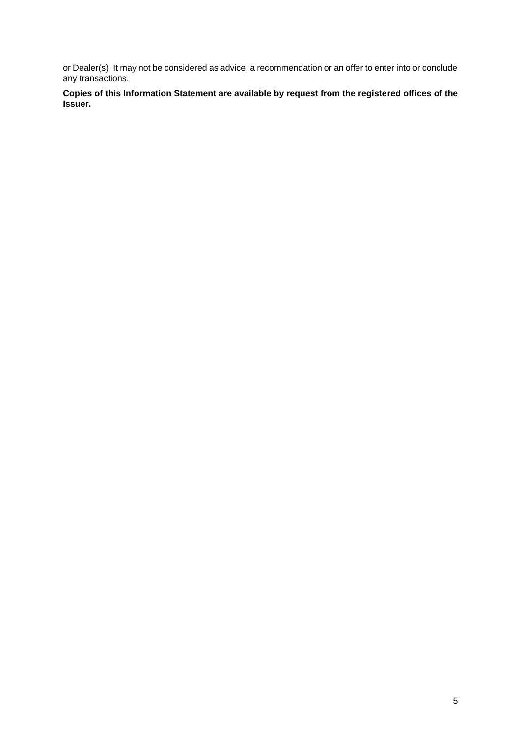or Dealer(s). It may not be considered as advice, a recommendation or an offer to enter into or conclude any transactions.

**Copies of this Information Statement are available by request from the registered offices of the Issuer.**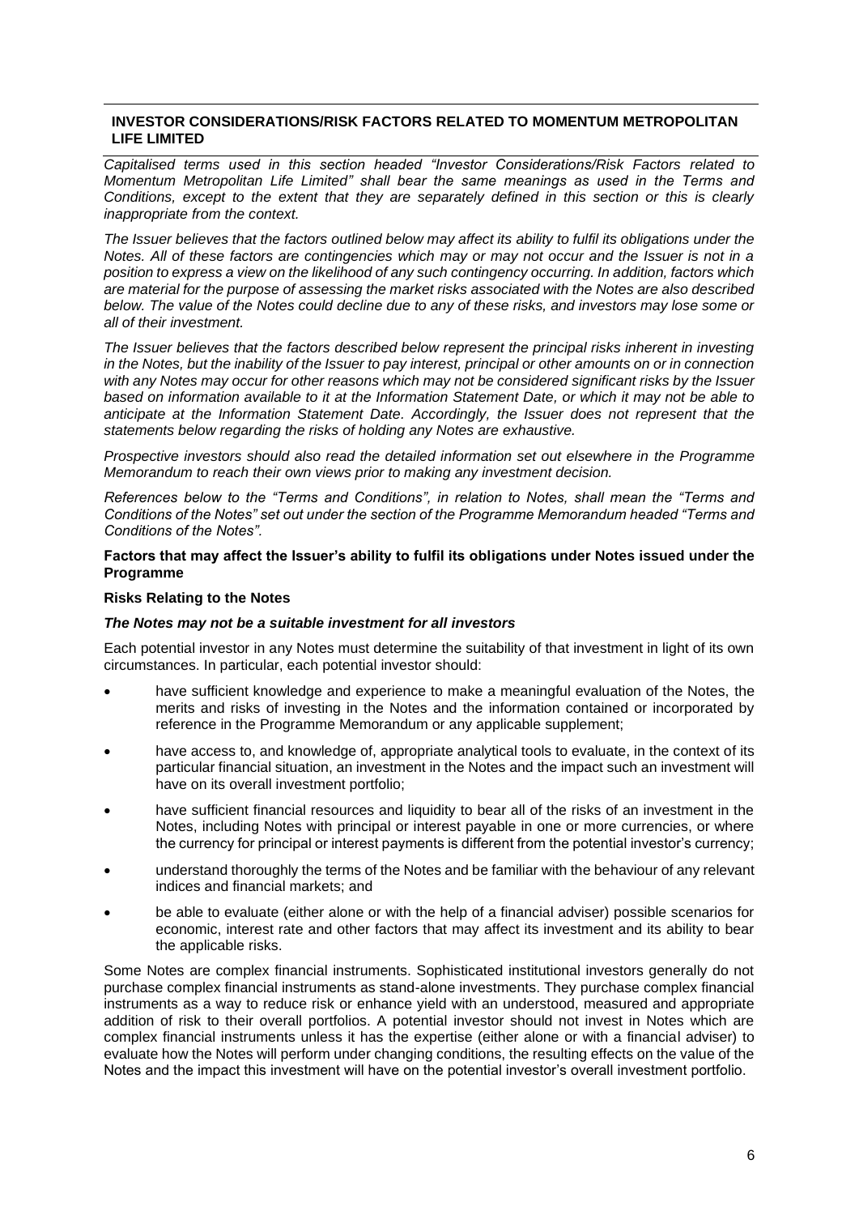## INVESTOR CONSIDERATIONS/RISK FACTORS RELATED TO MOMENTUM METROPOLITAN LIFE LIMITED

*Capitalised terms used in this section headed "Investor Considerations/Risk Factors related to Momentum Metropolitan Life Limited" shall bear the same meanings as used in the Terms and Conditions, except to the extent that they are separately defined in this section or this is clearly inappropriate from the context.*

*The Issuer believes that the factors outlined below may affect its ability to fulfil its obligations under the Notes. All of these factors are contingencies which may or may not occur and the Issuer is not in a position to express a view on the likelihood of any such contingency occurring. In addition, factors which are material for the purpose of assessing the market risks associated with the Notes are also described below. The value of the Notes could decline due to any of these risks, and investors may lose some or all of their investment.*

*The Issuer believes that the factors described below represent the principal risks inherent in investing in the Notes, but the inability of the Issuer to pay interest, principal or other amounts on or in connection with any Notes may occur for other reasons which may not be considered significant risks by the Issuer based on information available to it at the Information Statement Date, or which it may not be able to anticipate at the Information Statement Date. Accordingly, the Issuer does not represent that the statements below regarding the risks of holding any Notes are exhaustive.*

*Prospective investors should also read the detailed information set out elsewhere in the Programme Memorandum to reach their own views prior to making any investment decision.*

*References below to the "Terms and Conditions", in relation to Notes, shall mean the "Terms and Conditions of the Notes" set out under the section of the Programme Memorandum headed "Terms and Conditions of the Notes".*

**Factors that may affect the Issuer's ability to fulfil its obligations under Notes issued under the Programme**

**Risks Relating to the Notes**

***The Notes may not be a suitable investment for all investors***

Each potential investor in any Notes must determine the suitability of that investment in light of its own circumstances. In particular, each potential investor should:

- have sufficient knowledge and experience to make a meaningful evaluation of the Notes, the merits and risks of investing in the Notes and the information contained or incorporated by reference in the Programme Memorandum or any applicable supplement;
- have access to, and knowledge of, appropriate analytical tools to evaluate, in the context of its particular financial situation, an investment in the Notes and the impact such an investment will have on its overall investment portfolio;
- have sufficient financial resources and liquidity to bear all of the risks of an investment in the Notes, including Notes with principal or interest payable in one or more currencies, or where the currency for principal or interest payments is different from the potential investor's currency;
- understand thoroughly the terms of the Notes and be familiar with the behaviour of any relevant indices and financial markets; and
- be able to evaluate (either alone or with the help of a financial adviser) possible scenarios for economic, interest rate and other factors that may affect its investment and its ability to bear the applicable risks.

Some Notes are complex financial instruments. Sophisticated institutional investors generally do not purchase complex financial instruments as stand-alone investments. They purchase complex financial instruments as a way to reduce risk or enhance yield with an understood, measured and appropriate addition of risk to their overall portfolios. A potential investor should not invest in Notes which are complex financial instruments unless it has the expertise (either alone or with a financial adviser) to evaluate how the Notes will perform under changing conditions, the resulting effects on the value of the Notes and the impact this investment will have on the potential investor's overall investment portfolio.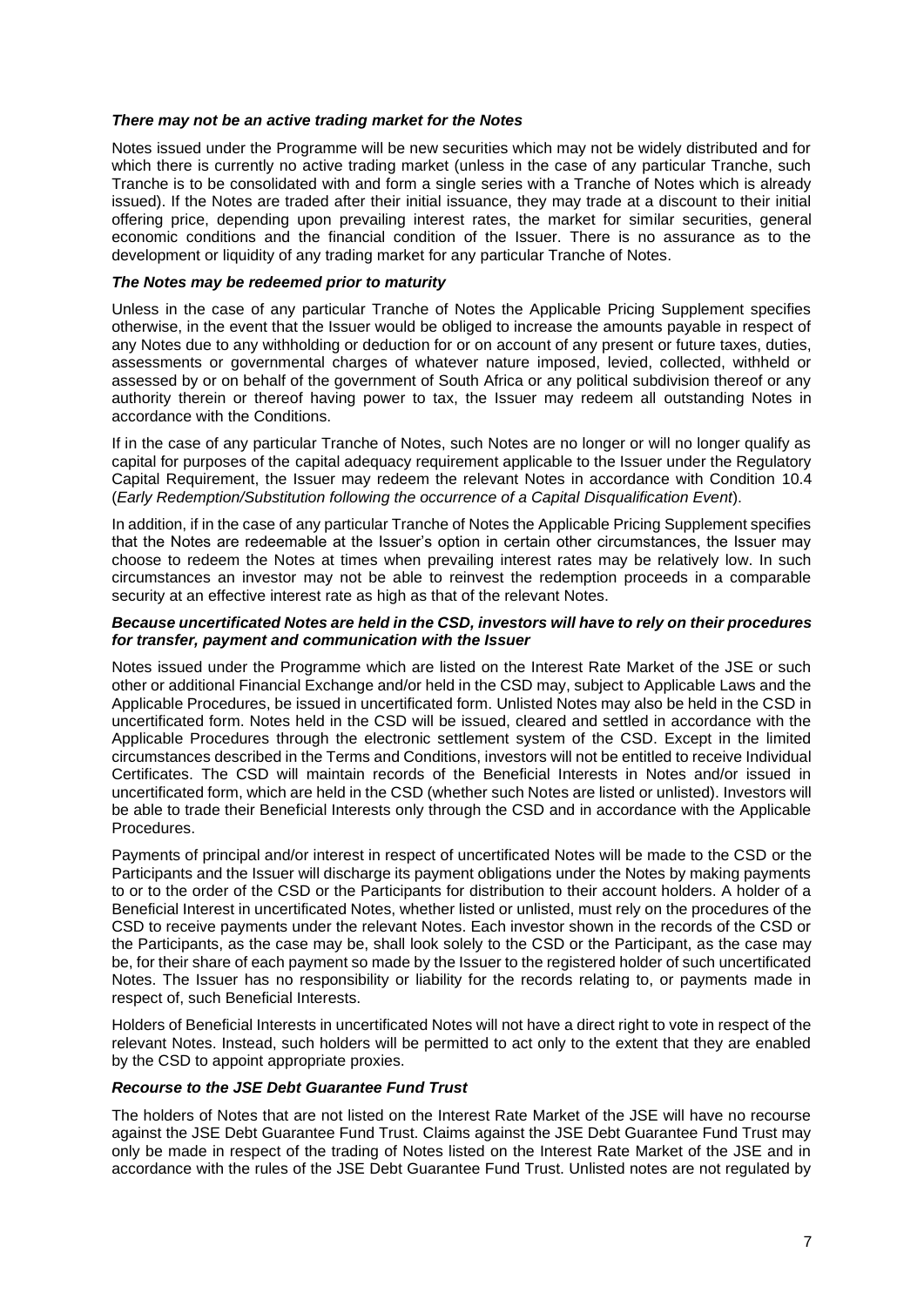***There may not be an active trading market for the Notes***

Notes issued under the Programme will be new securities which may not be widely distributed and for which there is currently no active trading market (unless in the case of any particular Tranche, such Tranche is to be consolidated with and form a single series with a Tranche of Notes which is already issued). If the Notes are traded after their initial issuance, they may trade at a discount to their initial offering price, depending upon prevailing interest rates, the market for similar securities, general economic conditions and the financial condition of the Issuer. There is no assurance as to the development or liquidity of any trading market for any particular Tranche of Notes.

***The Notes may be redeemed prior to maturity***

Unless in the case of any particular Tranche of Notes the Applicable Pricing Supplement specifies otherwise, in the event that the Issuer would be obliged to increase the amounts payable in respect of any Notes due to any withholding or deduction for or on account of any present or future taxes, duties, assessments or governmental charges of whatever nature imposed, levied, collected, withheld or assessed by or on behalf of the government of South Africa or any political subdivision thereof or any authority therein or thereof having power to tax, the Issuer may redeem all outstanding Notes in accordance with the Conditions.

If in the case of any particular Tranche of Notes, such Notes are no longer or will no longer qualify as capital for purposes of the capital adequacy requirement applicable to the Issuer under the Regulatory Capital Requirement, the Issuer may redeem the relevant Notes in accordance with Condition 10.4 (*Early Redemption/Substitution following the occurrence of a Capital Disqualification Event*).

In addition, if in the case of any particular Tranche of Notes the Applicable Pricing Supplement specifies that the Notes are redeemable at the Issuer's option in certain other circumstances, the Issuer may choose to redeem the Notes at times when prevailing interest rates may be relatively low. In such circumstances an investor may not be able to reinvest the redemption proceeds in a comparable security at an effective interest rate as high as that of the relevant Notes.

***Because uncertificated Notes are held in the CSD, investors will have to rely on their procedures for transfer, payment and communication with the Issuer***

Notes issued under the Programme which are listed on the Interest Rate Market of the JSE or such other or additional Financial Exchange and/or held in the CSD may, subject to Applicable Laws and the Applicable Procedures, be issued in uncertificated form. Unlisted Notes may also be held in the CSD in uncertificated form. Notes held in the CSD will be issued, cleared and settled in accordance with the Applicable Procedures through the electronic settlement system of the CSD. Except in the limited circumstances described in the Terms and Conditions, investors will not be entitled to receive Individual Certificates. The CSD will maintain records of the Beneficial Interests in Notes and/or issued in uncertificated form, which are held in the CSD (whether such Notes are listed or unlisted). Investors will be able to trade their Beneficial Interests only through the CSD and in accordance with the Applicable Procedures.

Payments of principal and/or interest in respect of uncertificated Notes will be made to the CSD or the Participants and the Issuer will discharge its payment obligations under the Notes by making payments to or to the order of the CSD or the Participants for distribution to their account holders. A holder of a Beneficial Interest in uncertificated Notes, whether listed or unlisted, must rely on the procedures of the CSD to receive payments under the relevant Notes. Each investor shown in the records of the CSD or the Participants, as the case may be, shall look solely to the CSD or the Participant, as the case may be, for their share of each payment so made by the Issuer to the registered holder of such uncertificated Notes. The Issuer has no responsibility or liability for the records relating to, or payments made in respect of, such Beneficial Interests.

Holders of Beneficial Interests in uncertificated Notes will not have a direct right to vote in respect of the relevant Notes. Instead, such holders will be permitted to act only to the extent that they are enabled by the CSD to appoint appropriate proxies.

***Recourse to the JSE Debt Guarantee Fund Trust***

The holders of Notes that are not listed on the Interest Rate Market of the JSE will have no recourse against the JSE Debt Guarantee Fund Trust. Claims against the JSE Debt Guarantee Fund Trust may only be made in respect of the trading of Notes listed on the Interest Rate Market of the JSE and in accordance with the rules of the JSE Debt Guarantee Fund Trust. Unlisted notes are not regulated by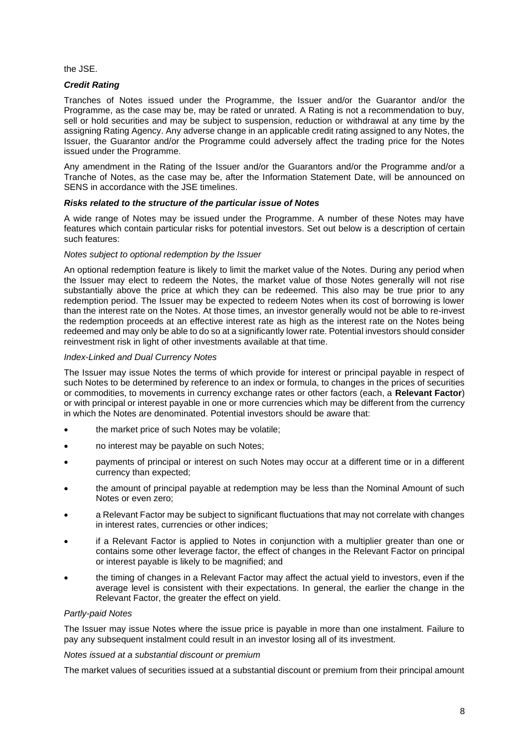the JSE.

***Credit Rating***

Tranches of Notes issued under the Programme, the Issuer and/or the Guarantor and/or the Programme, as the case may be, may be rated or unrated. A Rating is not a recommendation to buy, sell or hold securities and may be subject to suspension, reduction or withdrawal at any time by the assigning Rating Agency. Any adverse change in an applicable credit rating assigned to any Notes, the Issuer, the Guarantor and/or the Programme could adversely affect the trading price for the Notes issued under the Programme.

Any amendment in the Rating of the Issuer and/or the Guarantors and/or the Programme and/or a Tranche of Notes, as the case may be, after the Information Statement Date, will be announced on SENS in accordance with the JSE timelines.

***Risks related to the structure of the particular issue of Notes***

A wide range of Notes may be issued under the Programme. A number of these Notes may have features which contain particular risks for potential investors. Set out below is a description of certain such features:

*Notes subject to optional redemption by the Issuer*

An optional redemption feature is likely to limit the market value of the Notes. During any period when the Issuer may elect to redeem the Notes, the market value of those Notes generally will not rise substantially above the price at which they can be redeemed. This also may be true prior to any redemption period. The Issuer may be expected to redeem Notes when its cost of borrowing is lower than the interest rate on the Notes. At those times, an investor generally would not be able to re-invest the redemption proceeds at an effective interest rate as high as the interest rate on the Notes being redeemed and may only be able to do so at a significantly lower rate. Potential investors should consider reinvestment risk in light of other investments available at that time.

*Index-Linked and Dual Currency Notes*

The Issuer may issue Notes the terms of which provide for interest or principal payable in respect of such Notes to be determined by reference to an index or formula, to changes in the prices of securities or commodities, to movements in currency exchange rates or other factors (each, a **Relevant Factor**) or with principal or interest payable in one or more currencies which may be different from the currency in which the Notes are denominated. Potential investors should be aware that:

- the market price of such Notes may be volatile;
- no interest may be payable on such Notes;
- payments of principal or interest on such Notes may occur at a different time or in a different currency than expected;
- the amount of principal payable at redemption may be less than the Nominal Amount of such Notes or even zero;
- a Relevant Factor may be subject to significant fluctuations that may not correlate with changes in interest rates, currencies or other indices;
- if a Relevant Factor is applied to Notes in conjunction with a multiplier greater than one or contains some other leverage factor, the effect of changes in the Relevant Factor on principal or interest payable is likely to be magnified; and
- the timing of changes in a Relevant Factor may affect the actual yield to investors, even if the average level is consistent with their expectations. In general, the earlier the change in the Relevant Factor, the greater the effect on yield.

*Partly-paid Notes*

The Issuer may issue Notes where the issue price is payable in more than one instalment. Failure to pay any subsequent instalment could result in an investor losing all of its investment.

*Notes issued at a substantial discount or premium*

The market values of securities issued at a substantial discount or premium from their principal amount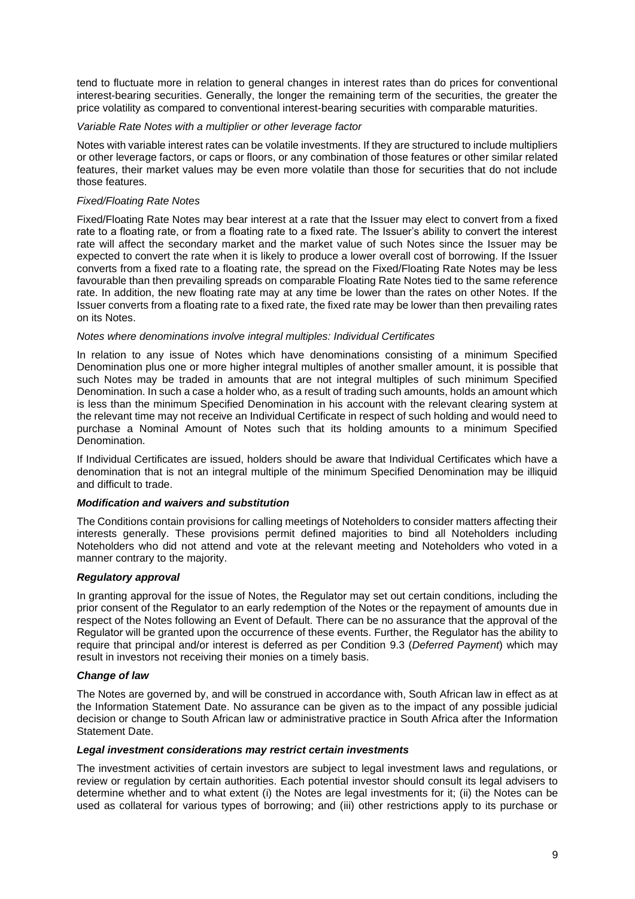tend to fluctuate more in relation to general changes in interest rates than do prices for conventional interest-bearing securities. Generally, the longer the remaining term of the securities, the greater the price volatility as compared to conventional interest-bearing securities with comparable maturities.

*Variable Rate Notes with a multiplier or other leverage factor*

Notes with variable interest rates can be volatile investments. If they are structured to include multipliers or other leverage factors, or caps or floors, or any combination of those features or other similar related features, their market values may be even more volatile than those for securities that do not include those features.

*Fixed/Floating Rate Notes*

Fixed/Floating Rate Notes may bear interest at a rate that the Issuer may elect to convert from a fixed rate to a floating rate, or from a floating rate to a fixed rate. The Issuer's ability to convert the interest rate will affect the secondary market and the market value of such Notes since the Issuer may be expected to convert the rate when it is likely to produce a lower overall cost of borrowing. If the Issuer converts from a fixed rate to a floating rate, the spread on the Fixed/Floating Rate Notes may be less favourable than then prevailing spreads on comparable Floating Rate Notes tied to the same reference rate. In addition, the new floating rate may at any time be lower than the rates on other Notes. If the Issuer converts from a floating rate to a fixed rate, the fixed rate may be lower than then prevailing rates on its Notes.

*Notes where denominations involve integral multiples: Individual Certificates*

In relation to any issue of Notes which have denominations consisting of a minimum Specified Denomination plus one or more higher integral multiples of another smaller amount, it is possible that such Notes may be traded in amounts that are not integral multiples of such minimum Specified Denomination. In such a case a holder who, as a result of trading such amounts, holds an amount which is less than the minimum Specified Denomination in his account with the relevant clearing system at the relevant time may not receive an Individual Certificate in respect of such holding and would need to purchase a Nominal Amount of Notes such that its holding amounts to a minimum Specified Denomination.

If Individual Certificates are issued, holders should be aware that Individual Certificates which have a denomination that is not an integral multiple of the minimum Specified Denomination may be illiquid and difficult to trade.

***Modification and waivers and substitution***

The Conditions contain provisions for calling meetings of Noteholders to consider matters affecting their interests generally. These provisions permit defined majorities to bind all Noteholders including Noteholders who did not attend and vote at the relevant meeting and Noteholders who voted in a manner contrary to the majority.

***Regulatory approval***

In granting approval for the issue of Notes, the Regulator may set out certain conditions, including the prior consent of the Regulator to an early redemption of the Notes or the repayment of amounts due in respect of the Notes following an Event of Default. There can be no assurance that the approval of the Regulator will be granted upon the occurrence of these events. Further, the Regulator has the ability to require that principal and/or interest is deferred as per Condition 9.3 (*Deferred Payment*) which may result in investors not receiving their monies on a timely basis.

***Change of law***

The Notes are governed by, and will be construed in accordance with, South African law in effect as at the Information Statement Date. No assurance can be given as to the impact of any possible judicial decision or change to South African law or administrative practice in South Africa after the Information Statement Date.

***Legal investment considerations may restrict certain investments***

The investment activities of certain investors are subject to legal investment laws and regulations, or review or regulation by certain authorities. Each potential investor should consult its legal advisers to determine whether and to what extent (i) the Notes are legal investments for it; (ii) the Notes can be used as collateral for various types of borrowing; and (iii) other restrictions apply to its purchase or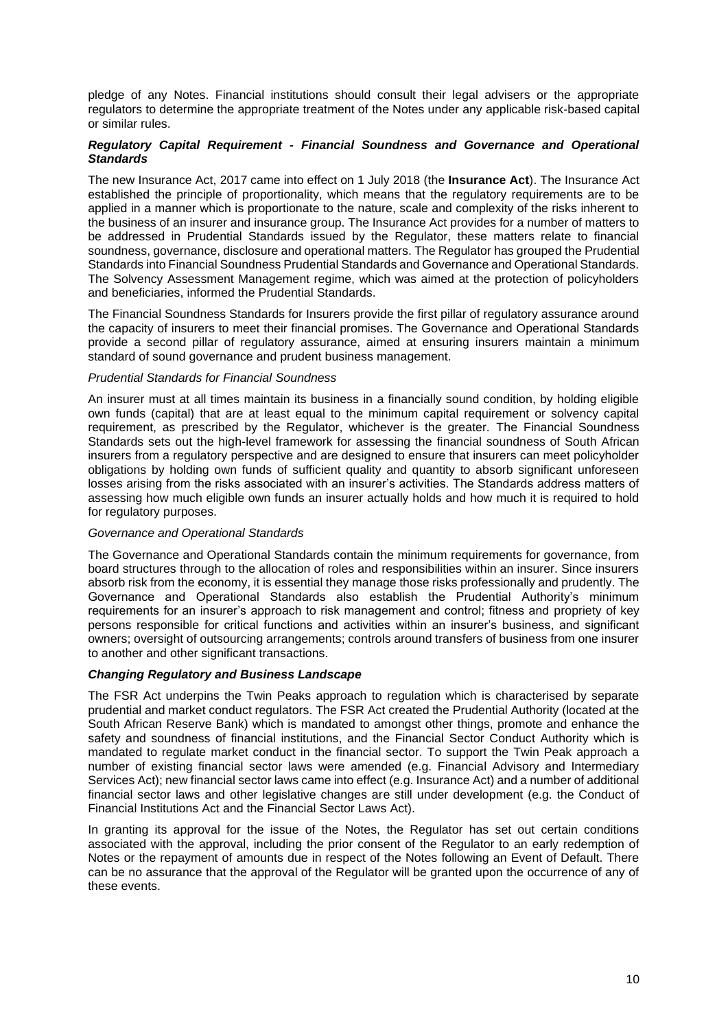pledge of any Notes. Financial institutions should consult their legal advisers or the appropriate regulators to determine the appropriate treatment of the Notes under any applicable risk-based capital or similar rules.

***Regulatory Capital Requirement - Financial Soundness and Governance and Operational Standards***

The new Insurance Act, 2017 came into effect on 1 July 2018 (the **Insurance Act**). The Insurance Act established the principle of proportionality, which means that the regulatory requirements are to be applied in a manner which is proportionate to the nature, scale and complexity of the risks inherent to the business of an insurer and insurance group. The Insurance Act provides for a number of matters to be addressed in Prudential Standards issued by the Regulator, these matters relate to financial soundness, governance, disclosure and operational matters. The Regulator has grouped the Prudential Standards into Financial Soundness Prudential Standards and Governance and Operational Standards. The Solvency Assessment Management regime, which was aimed at the protection of policyholders and beneficiaries, informed the Prudential Standards.

The Financial Soundness Standards for Insurers provide the first pillar of regulatory assurance around the capacity of insurers to meet their financial promises. The Governance and Operational Standards provide a second pillar of regulatory assurance, aimed at ensuring insurers maintain a minimum standard of sound governance and prudent business management.

*Prudential Standards for Financial Soundness*

An insurer must at all times maintain its business in a financially sound condition, by holding eligible own funds (capital) that are at least equal to the minimum capital requirement or solvency capital requirement, as prescribed by the Regulator, whichever is the greater. The Financial Soundness Standards sets out the high-level framework for assessing the financial soundness of South African insurers from a regulatory perspective and are designed to ensure that insurers can meet policyholder obligations by holding own funds of sufficient quality and quantity to absorb significant unforeseen losses arising from the risks associated with an insurer's activities. The Standards address matters of assessing how much eligible own funds an insurer actually holds and how much it is required to hold for regulatory purposes.

*Governance and Operational Standards*

The Governance and Operational Standards contain the minimum requirements for governance, from board structures through to the allocation of roles and responsibilities within an insurer. Since insurers absorb risk from the economy, it is essential they manage those risks professionally and prudently. The Governance and Operational Standards also establish the Prudential Authority's minimum requirements for an insurer's approach to risk management and control; fitness and propriety of key persons responsible for critical functions and activities within an insurer's business, and significant owners; oversight of outsourcing arrangements; controls around transfers of business from one insurer to another and other significant transactions.

***Changing Regulatory and Business Landscape***

The FSR Act underpins the Twin Peaks approach to regulation which is characterised by separate prudential and market conduct regulators. The FSR Act created the Prudential Authority (located at the South African Reserve Bank) which is mandated to amongst other things, promote and enhance the safety and soundness of financial institutions, and the Financial Sector Conduct Authority which is mandated to regulate market conduct in the financial sector. To support the Twin Peak approach a number of existing financial sector laws were amended (e.g. Financial Advisory and Intermediary Services Act); new financial sector laws came into effect (e.g. Insurance Act) and a number of additional financial sector laws and other legislative changes are still under development (e.g. the Conduct of Financial Institutions Act and the Financial Sector Laws Act).

In granting its approval for the issue of the Notes, the Regulator has set out certain conditions associated with the approval, including the prior consent of the Regulator to an early redemption of Notes or the repayment of amounts due in respect of the Notes following an Event of Default. There can be no assurance that the approval of the Regulator will be granted upon the occurrence of any of these events.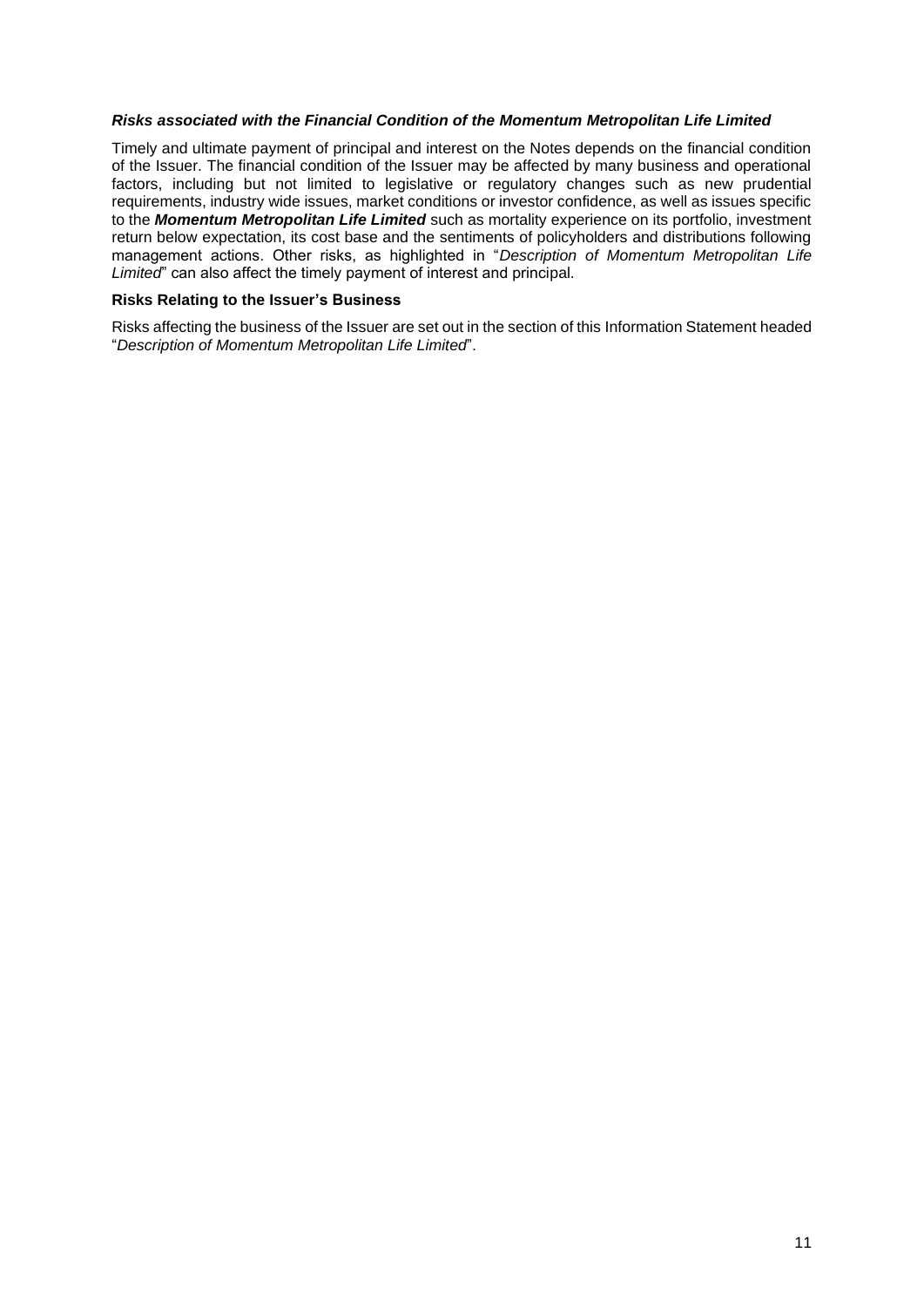### *Risks associated with the Financial Condition of the Momentum Metropolitan Life Limited*

Timely and ultimate payment of principal and interest on the Notes depends on the financial condition of the Issuer. The financial condition of the Issuer may be affected by many business and operational factors, including but not limited to legislative or regulatory changes such as new prudential requirements, industry wide issues, market conditions or investor confidence, as well as issues specific to the ***Momentum Metropolitan Life Limited*** such as mortality experience on its portfolio, investment return below expectation, its cost base and the sentiments of policyholders and distributions following management actions. Other risks, as highlighted in "*Description of Momentum Metropolitan Life Limited*" can also affect the timely payment of interest and principal.

### **Risks Relating to the Issuer's Business**

Risks affecting the business of the Issuer are set out in the section of this Information Statement headed "*Description of Momentum Metropolitan Life Limited*".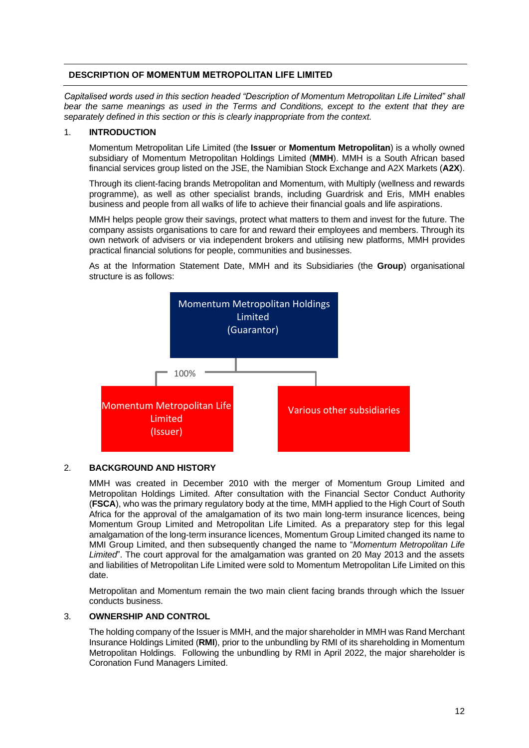## DESCRIPTION OF MOMENTUM METROPOLITAN LIFE LIMITED

*Capitalised words used in this section headed "Description of Momentum Metropolitan Life Limited" shall bear the same meanings as used in the Terms and Conditions, except to the extent that they are separately defined in this section or this is clearly inappropriate from the context.*

### 1. INTRODUCTION

Momentum Metropolitan Life Limited (the **Issue**r or **Momentum Metropolitan**) is a wholly owned subsidiary of Momentum Metropolitan Holdings Limited (**MMH**). MMH is a South African based financial services group listed on the JSE, the Namibian Stock Exchange and A2X Markets (**A2X**).

Through its client-facing brands Metropolitan and Momentum, with Multiply (wellness and rewards programme), as well as other specialist brands, including Guardrisk and Eris, MMH enables business and people from all walks of life to achieve their financial goals and life aspirations.

MMH helps people grow their savings, protect what matters to them and invest for the future. The company assists organisations to care for and reward their employees and members. Through its own network of advisers or via independent brokers and utilising new platforms, MMH provides practical financial solutions for people, communities and businesses.

As at the Information Statement Date, MMH and its Subsidiaries (the **Group**) organisational structure is as follows:

Momentum Metropolitan Holdings Limited (Guarantor)

100%

Momentum Metropolitan Life Limited (Issuer)

Various other subsidiaries

### 2. BACKGROUND AND HISTORY

MMH was created in December 2010 with the merger of Momentum Group Limited and Metropolitan Holdings Limited. After consultation with the Financial Sector Conduct Authority (**FSCA**), who was the primary regulatory body at the time, MMH applied to the High Court of South Africa for the approval of the amalgamation of its two main long-term insurance licences, being Momentum Group Limited and Metropolitan Life Limited. As a preparatory step for this legal amalgamation of the long-term insurance licences, Momentum Group Limited changed its name to MMI Group Limited, and then subsequently changed the name to "*Momentum Metropolitan Life Limited*". The court approval for the amalgamation was granted on 20 May 2013 and the assets and liabilities of Metropolitan Life Limited were sold to Momentum Metropolitan Life Limited on this date.

Metropolitan and Momentum remain the two main client facing brands through which the Issuer conducts business.

### 3. OWNERSHIP AND CONTROL

The holding company of the Issuer is MMH, and the major shareholder in MMH was Rand Merchant Insurance Holdings Limited (**RMI**), prior to the unbundling by RMI of its shareholding in Momentum Metropolitan Holdings. Following the unbundling by RMI in April 2022, the major shareholder is Coronation Fund Managers Limited.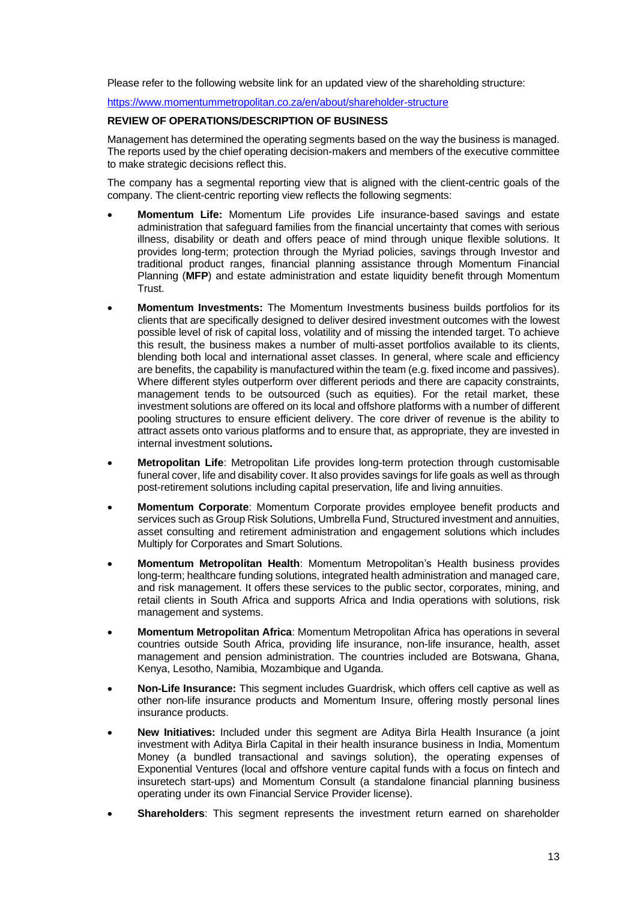Please refer to the following website link for an updated view of the shareholding structure:

https://www.momentummetropolitan.co.za/en/about/shareholder-structure

**REVIEW OF OPERATIONS/DESCRIPTION OF BUSINESS**

Management has determined the operating segments based on the way the business is managed. The reports used by the chief operating decision-makers and members of the executive committee to make strategic decisions reflect this.

The company has a segmental reporting view that is aligned with the client-centric goals of the company. The client-centric reporting view reflects the following segments:

- **Momentum Life:** Momentum Life provides Life insurance-based savings and estate administration that safeguard families from the financial uncertainty that comes with serious illness, disability or death and offers peace of mind through unique flexible solutions. It provides long-term; protection through the Myriad policies, savings through Investor and traditional product ranges, financial planning assistance through Momentum Financial Planning (**MFP**) and estate administration and estate liquidity benefit through Momentum Trust.
- **Momentum Investments:** The Momentum Investments business builds portfolios for its clients that are specifically designed to deliver desired investment outcomes with the lowest possible level of risk of capital loss, volatility and of missing the intended target. To achieve this result, the business makes a number of multi-asset portfolios available to its clients, blending both local and international asset classes. In general, where scale and efficiency are benefits, the capability is manufactured within the team (e.g. fixed income and passives). Where different styles outperform over different periods and there are capacity constraints, management tends to be outsourced (such as equities). For the retail market, these investment solutions are offered on its local and offshore platforms with a number of different pooling structures to ensure efficient delivery. The core driver of revenue is the ability to attract assets onto various platforms and to ensure that, as appropriate, they are invested in internal investment solutions**.**
- **Metropolitan Life**: Metropolitan Life provides long-term protection through customisable funeral cover, life and disability cover. It also provides savings for life goals as well as through post-retirement solutions including capital preservation, life and living annuities.
- **Momentum Corporate**: Momentum Corporate provides employee benefit products and services such as Group Risk Solutions, Umbrella Fund, Structured investment and annuities, asset consulting and retirement administration and engagement solutions which includes Multiply for Corporates and Smart Solutions.
- **Momentum Metropolitan Health**: Momentum Metropolitan's Health business provides long-term; healthcare funding solutions, integrated health administration and managed care, and risk management. It offers these services to the public sector, corporates, mining, and retail clients in South Africa and supports Africa and India operations with solutions, risk management and systems.
- **Momentum Metropolitan Africa**: Momentum Metropolitan Africa has operations in several countries outside South Africa, providing life insurance, non-life insurance, health, asset management and pension administration. The countries included are Botswana, Ghana, Kenya, Lesotho, Namibia, Mozambique and Uganda.
- **Non-Life Insurance:** This segment includes Guardrisk, which offers cell captive as well as other non-life insurance products and Momentum Insure, offering mostly personal lines insurance products.
- **New Initiatives:** Included under this segment are Aditya Birla Health Insurance (a joint investment with Aditya Birla Capital in their health insurance business in India, Momentum Money (a bundled transactional and savings solution), the operating expenses of Exponential Ventures (local and offshore venture capital funds with a focus on fintech and insuretech start-ups) and Momentum Consult (a standalone financial planning business operating under its own Financial Service Provider license).
- **Shareholders**: This segment represents the investment return earned on shareholder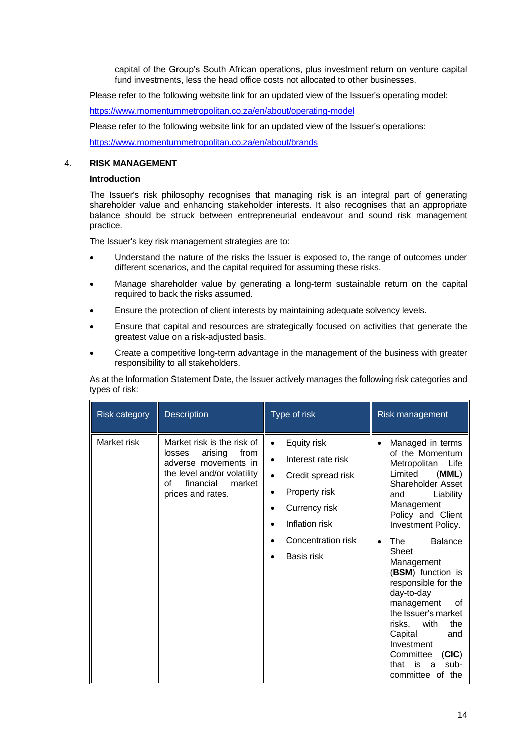capital of the Group's South African operations, plus investment return on venture capital fund investments, less the head office costs not allocated to other businesses.

Please refer to the following website link for an updated view of the Issuer's operating model:

https://www.momentummetropolitan.co.za/en/about/operating-model

Please refer to the following website link for an updated view of the Issuer's operations:

https://www.momentummetropolitan.co.za/en/about/brands

## 4. RISK MANAGEMENT

### Introduction

The Issuer's risk philosophy recognises that managing risk is an integral part of generating shareholder value and enhancing stakeholder interests. It also recognises that an appropriate balance should be struck between entrepreneurial endeavour and sound risk management practice.

The Issuer's key risk management strategies are to:

- Understand the nature of the risks the Issuer is exposed to, the range of outcomes under different scenarios, and the capital required for assuming these risks.
- Manage shareholder value by generating a long-term sustainable return on the capital required to back the risks assumed.
- Ensure the protection of client interests by maintaining adequate solvency levels.
- Ensure that capital and resources are strategically focused on activities that generate the greatest value on a risk-adjusted basis.
- Create a competitive long-term advantage in the management of the business with greater responsibility to all stakeholders.

As at the Information Statement Date, the Issuer actively manages the following risk categories and types of risk:

| Risk category | Description | Type of risk | Risk management |
|---|---|---|---|
| Market risk | Market risk is the risk of losses arising from adverse movements in the level and/or volatility of financial market prices and rates. | • Equity risk<br>• Interest rate risk<br>• Credit spread risk<br>• Property risk<br>• Currency risk<br>• Inflation risk<br>• Concentration risk<br>• Basis risk | • Managed in terms of the Momentum Metropolitan Life Limited (**MML**) Shareholder Asset and Liability Management Policy and Client Investment Policy.<br>• The Balance Sheet Management (**BSM**) function is responsible for the day-to-day management of the Issuer's market risks, with the Capital and Investment Committee (**CIC**) that is a sub-committee of the |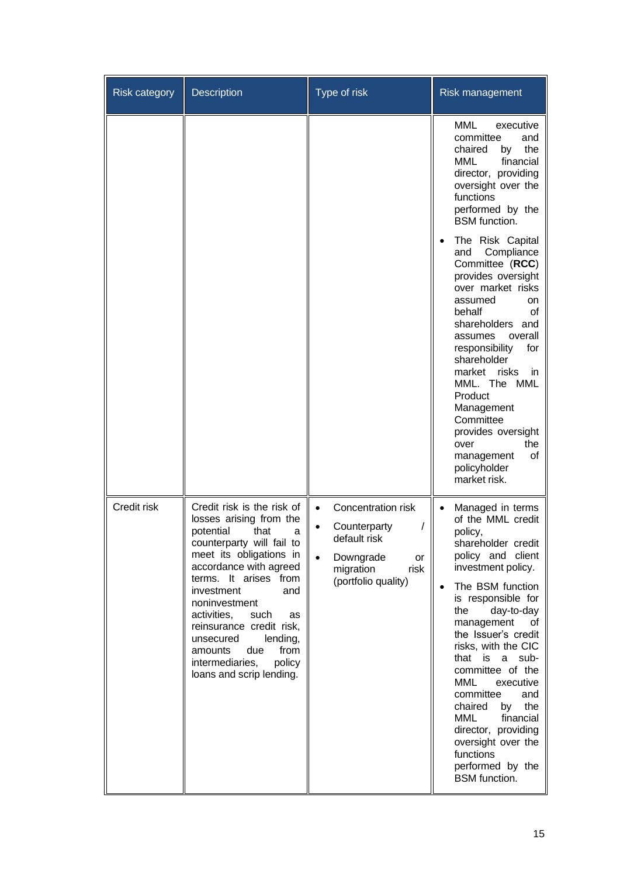| Risk category | Description | Type of risk | Risk management |
|---|---|---|---|
| | | | MML executive committee and chaired by the MML financial director, providing oversight over the functions performed by the BSM function.<br>• The Risk Capital and Compliance Committee (**RCC**) provides oversight over market risks assumed on behalf of shareholders and assumes overall responsibility for shareholder market risks in MML. The MML Product Management Committee provides oversight over the management of policyholder market risk. |
| Credit risk | Credit risk is the risk of losses arising from the potential that a counterparty will fail to meet its obligations in accordance with agreed terms. It arises from investment and noninvestment activities, such as reinsurance credit risk, unsecured lending, amounts due from intermediaries, policy loans and scrip lending. | • Concentration risk<br>• Counterparty / default risk<br>• Downgrade or migration risk (portfolio quality) | • Managed in terms of the MML credit policy, shareholder credit policy and client investment policy.<br>• The BSM function is responsible for the day-to-day management of the Issuer's credit risks, with the CIC that is a sub-committee of the MML executive committee and chaired by the MML financial director, providing oversight over the functions performed by the BSM function. |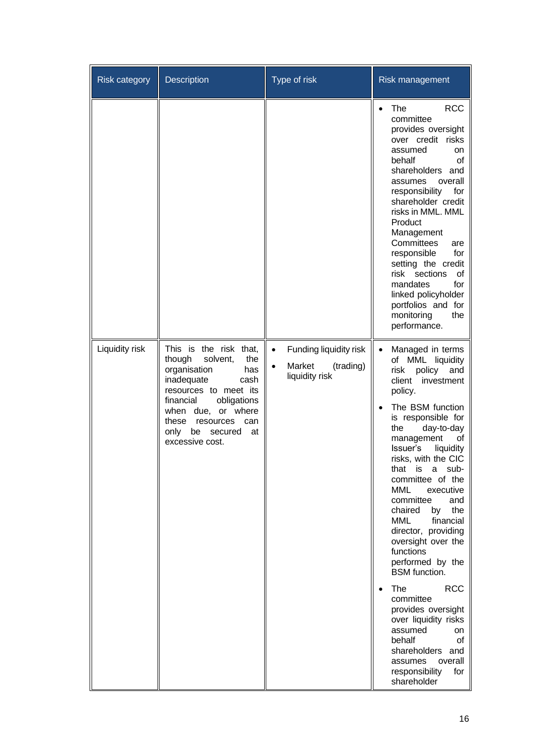| Risk category | Description | Type of risk | Risk management |
|---|---|---|---|
| | | | • The RCC committee provides oversight over credit risks assumed on behalf of shareholders and assumes overall responsibility for shareholder credit risks in MML. MML Product Management Committees are responsible for setting the credit risk sections of mandates for linked policyholder portfolios and for monitoring the performance. |
| Liquidity risk | This is the risk that, though solvent, the organisation has inadequate cash resources to meet its financial obligations when due, or where these resources can only be secured at excessive cost. | • Funding liquidity risk<br>• Market (trading) liquidity risk | • Managed in terms of MML liquidity risk policy and client investment policy.<br>• The BSM function is responsible for the day-to-day management of Issuer's liquidity risks, with the CIC that is a sub-committee of the MML executive committee and chaired by the MML financial director, providing oversight over the functions performed by the BSM function.<br>• The RCC committee provides oversight over liquidity risks assumed on behalf of shareholders and assumes overall responsibility for shareholder |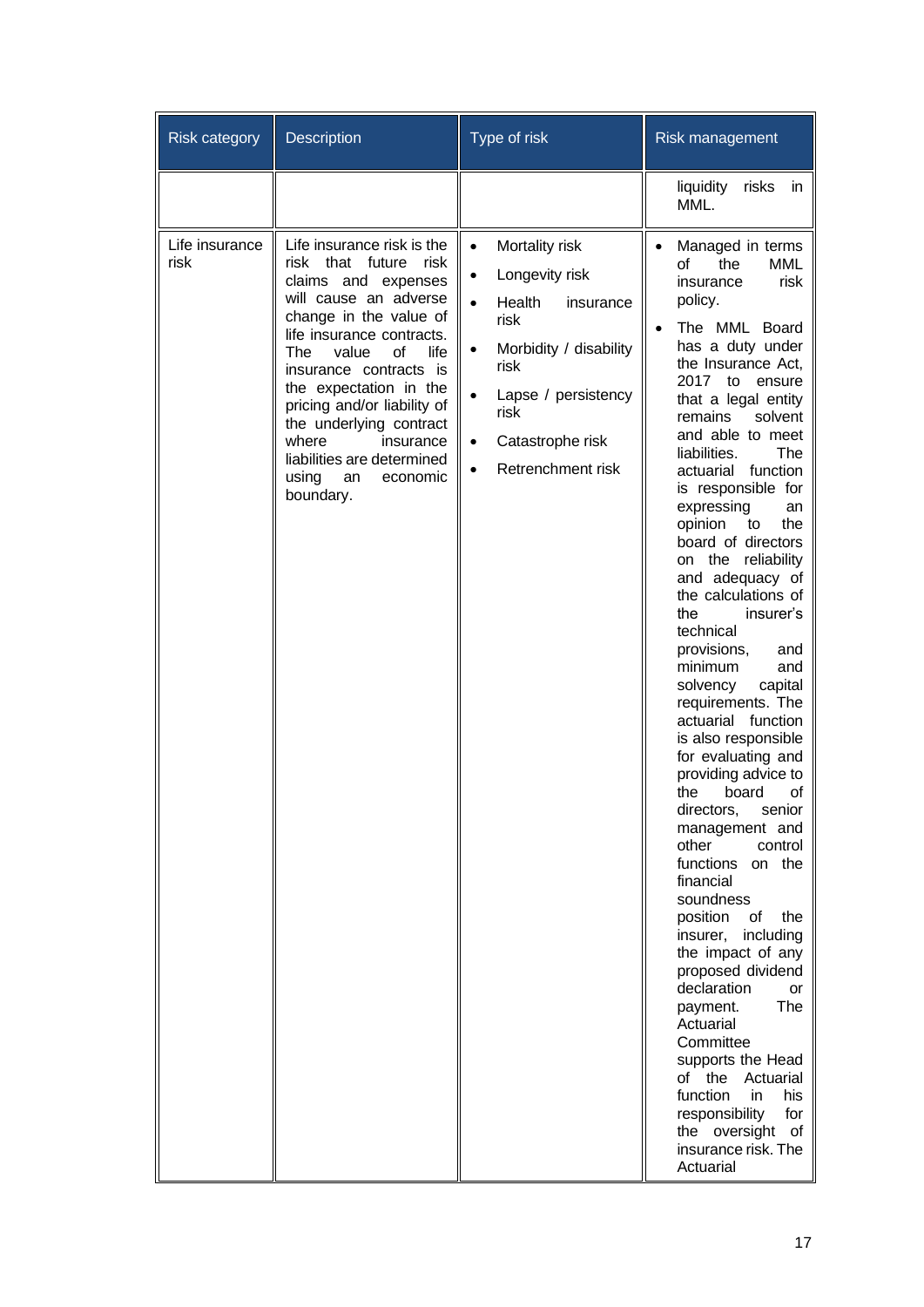| Risk category | Description | Type of risk | Risk management |
|---|---|---|---|
| | | | liquidity risks in MML. |
| Life insurance risk | Life insurance risk is the risk that future risk claims and expenses will cause an adverse change in the value of life insurance contracts. The value of life insurance contracts is the expectation in the pricing and/or liability of the underlying contract where insurance liabilities are determined using an economic boundary. | • Mortality risk<br>• Longevity risk<br>• Health insurance risk<br>• Morbidity / disability risk<br>• Lapse / persistency risk<br>• Catastrophe risk<br>• Retrenchment risk | • Managed in terms of the MML insurance risk policy.<br>• The MML Board has a duty under the Insurance Act, 2017 to ensure that a legal entity remains solvent and able to meet liabilities. The actuarial function is responsible for expressing an opinion to the board of directors on the reliability and adequacy of the calculations of the insurer's technical provisions, minimum and solvency capital requirements. The actuarial function is also responsible for evaluating and providing advice to the board of directors, senior management and other control functions on the financial soundness position of the insurer, including the impact of any proposed dividend declaration or payment. The Actuarial Committee supports the Head of the Actuarial function in his responsibility for the oversight of insurance risk. The Actuarial |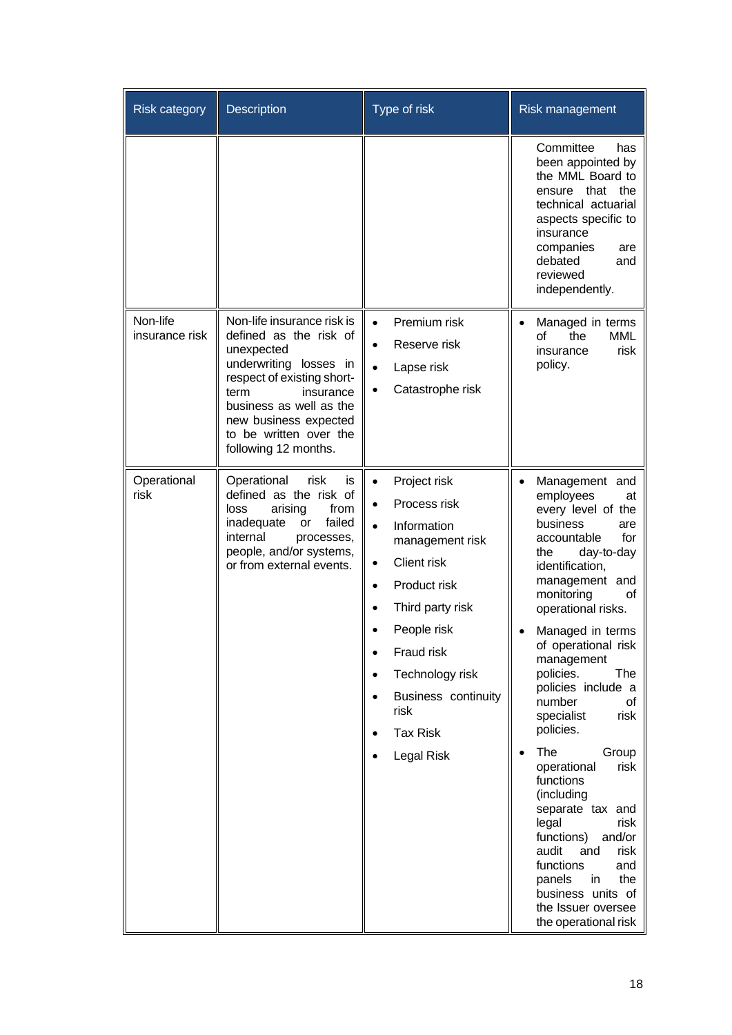| Risk category | Description | Type of risk | Risk management |
|---|---|---|---|
| | | | Committee has been appointed by the MML Board to ensure that the technical actuarial aspects specific to insurance companies are debated and reviewed independently. |
| Non-life insurance risk | Non-life insurance risk is defined as the risk of unexpected underwriting losses in respect of existing short-term insurance business as well as the new business expected to be written over the following 12 months. | • Premium risk<br>• Reserve risk<br>• Lapse risk<br>• Catastrophe risk | • Managed in terms of the MML insurance risk policy. |
| Operational risk | Operational risk is defined as the risk of loss arising from inadequate or failed internal processes, people, and/or systems, or from external events. | • Project risk<br>• Process risk<br>• Information management risk<br>• Client risk<br>• Product risk<br>• Third party risk<br>• People risk<br>• Fraud risk<br>• Technology risk<br>• Business continuity risk<br>• Tax Risk<br>• Legal Risk | • Management and employees at every level of the business are accountable for the day-to-day identification, management and monitoring of operational risks.<br>• Managed in terms of operational risk management policies. The policies include a number of specialist risk policies.<br>• The Group operational risk functions (including separate tax and legal risk functions) and/or audit and risk functions and panels in the business units of the Issuer oversee the operational risk |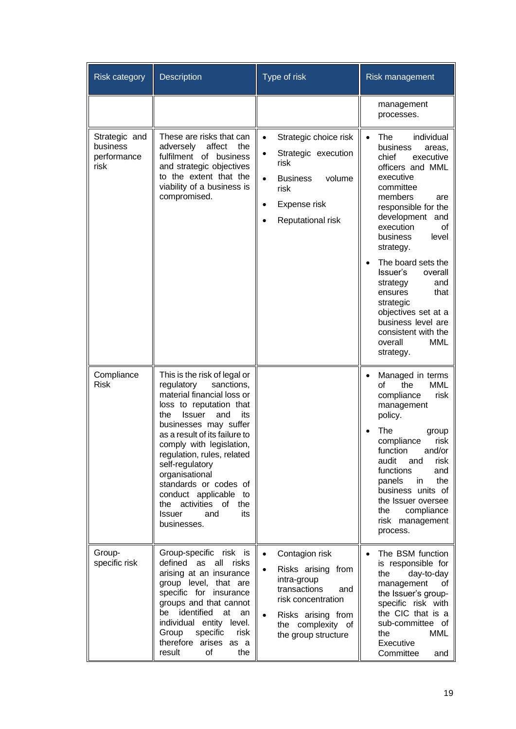| Risk category | Description | Type of risk | Risk management |
|---|---|---|---|
| | | | management processes. |
| Strategic and business performance risk | These are risks that can adversely affect the fulfilment of business and strategic objectives to the extent that the viability of a business is compromised. | • Strategic choice risk<br>• Strategic execution risk<br>• Business volume risk<br>• Expense risk<br>• Reputational risk | • The individual business areas, chief executive officers and MML executive committee members are responsible for the development and execution of business level strategy.<br>• The board sets the Issuer's overall strategy and ensures that strategic objectives set at a business level are consistent with the overall MML strategy. |
| Compliance Risk | This is the risk of legal or regulatory sanctions, material financial loss or loss to reputation that the Issuer and its businesses may suffer as a result of its failure to comply with legislation, regulation, rules, related self-regulatory organisational standards or codes of conduct applicable to the activities of the Issuer and its businesses. | | • Managed in terms of the MML compliance risk management policy.<br>• The group compliance risk function and/or audit and risk functions and panels in the business units of the Issuer oversee the compliance risk management process. |
| Group-specific risk | Group-specific risk is defined as all risks arising at an insurance group level, that are specific for insurance groups and that cannot be identified at an individual entity level. Group specific risk therefore arises as a result of the | • Contagion risk<br>• Risks arising from intra-group transactions and risk concentration<br>• Risks arising from the complexity of the group structure | • The BSM function is responsible for the day-to-day management of the Issuer's group-specific risk with the CIC that is a sub-committee of the MML Executive Committee and |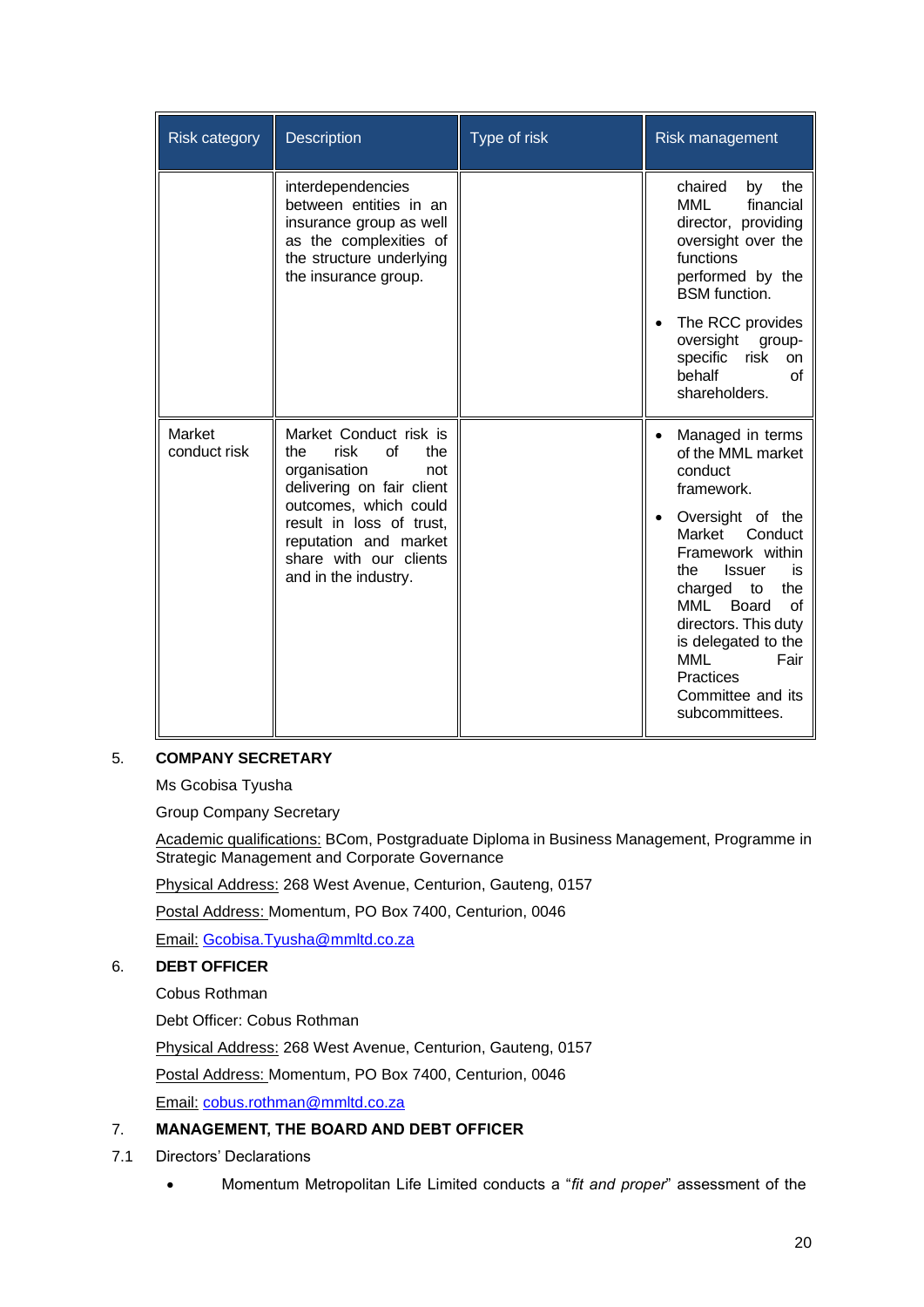| Risk category | Description | Type of risk | Risk management |
|---|---|---|---|
| | interdependencies between entities in an insurance group as well as the complexities of the structure underlying the insurance group. | | chaired by the MML financial director, providing oversight over the functions performed by the BSM function.<br>• The RCC provides oversight group-specific risk on behalf of shareholders. |
| Market conduct risk | Market Conduct risk is the risk of the organisation not delivering on fair client outcomes, which could result in loss of trust, reputation and market share with our clients and in the industry. | | • Managed in terms of the MML market conduct framework.<br>• Oversight of the Market Conduct Framework within the Issuer is charged to the MML Board of directors. This duty is delegated to the MML Fair Practices Committee and its subcommittees. |

5. **COMPANY SECRETARY**

Ms Gcobisa Tyusha

Group Company Secretary

Academic qualifications: BCom, Postgraduate Diploma in Business Management, Programme in Strategic Management and Corporate Governance

Physical Address: 268 West Avenue, Centurion, Gauteng, 0157

Postal Address: Momentum, PO Box 7400, Centurion, 0046

Email: Gcobisa.Tyusha@mmltd.co.za

6. **DEBT OFFICER**

Cobus Rothman

Debt Officer: Cobus Rothman

Physical Address: 268 West Avenue, Centurion, Gauteng, 0157

Postal Address: Momentum, PO Box 7400, Centurion, 0046

Email: cobus.rothman@mmltd.co.za

7. **MANAGEMENT, THE BOARD AND DEBT OFFICER**

7.1 Directors' Declarations

- Momentum Metropolitan Life Limited conducts a "*fit and proper*" assessment of the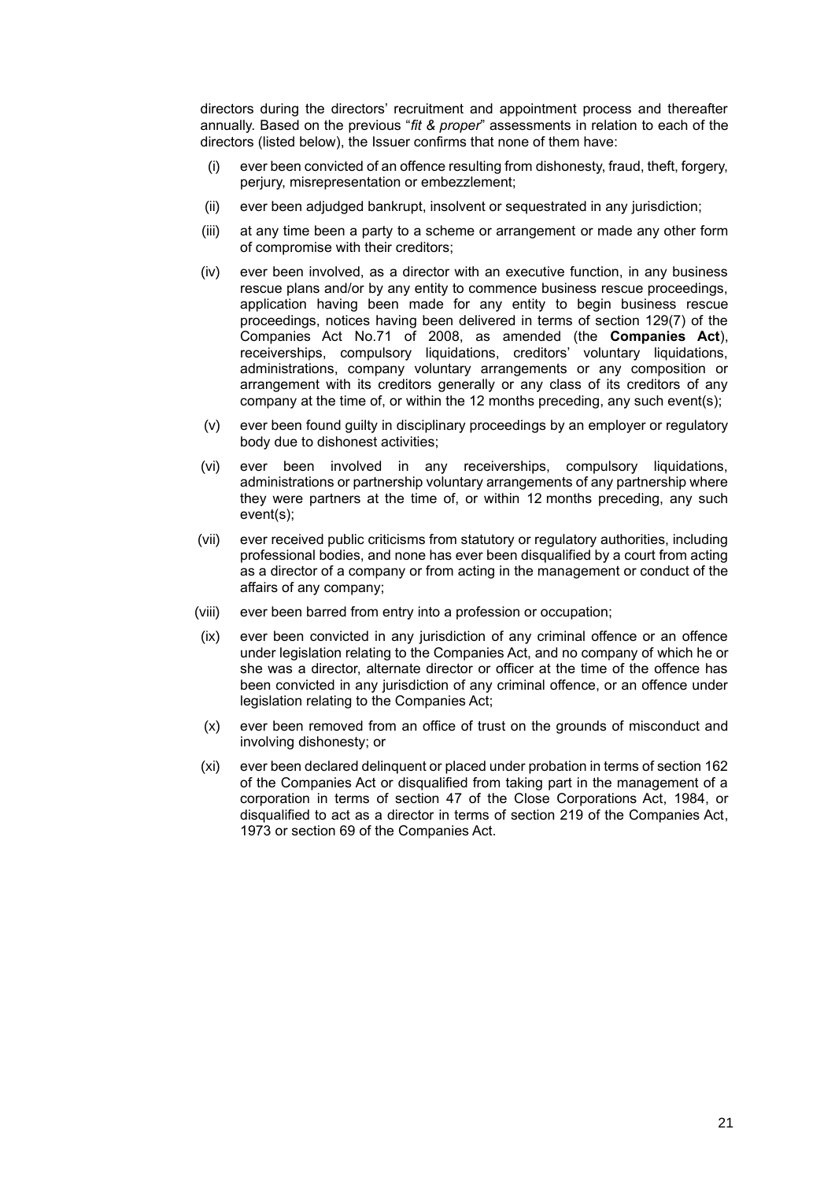directors during the directors' recruitment and appointment process and thereafter annually. Based on the previous "*fit & proper*" assessments in relation to each of the directors (listed below), the Issuer confirms that none of them have:

(i) ever been convicted of an offence resulting from dishonesty, fraud, theft, forgery, perjury, misrepresentation or embezzlement;

(ii) ever been adjudged bankrupt, insolvent or sequestrated in any jurisdiction;

(iii) at any time been a party to a scheme or arrangement or made any other form of compromise with their creditors;

(iv) ever been involved, as a director with an executive function, in any business rescue plans and/or by any entity to commence business rescue proceedings, application having been made for any entity to begin business rescue proceedings, notices having been delivered in terms of section 129(7) of the Companies Act No.71 of 2008, as amended (the **Companies Act**), receiverships, compulsory liquidations, creditors' voluntary liquidations, administrations, company voluntary arrangements or any composition or arrangement with its creditors generally or any class of its creditors of any company at the time of, or within the 12 months preceding, any such event(s);

(v) ever been found guilty in disciplinary proceedings by an employer or regulatory body due to dishonest activities;

(vi) ever been involved in any receiverships, compulsory liquidations, administrations or partnership voluntary arrangements of any partnership where they were partners at the time of, or within 12 months preceding, any such event(s);

(vii) ever received public criticisms from statutory or regulatory authorities, including professional bodies, and none has ever been disqualified by a court from acting as a director of a company or from acting in the management or conduct of the affairs of any company;

(viii) ever been barred from entry into a profession or occupation;

(ix) ever been convicted in any jurisdiction of any criminal offence or an offence under legislation relating to the Companies Act, and no company of which he or she was a director, alternate director or officer at the time of the offence has been convicted in any jurisdiction of any criminal offence, or an offence under legislation relating to the Companies Act;

(x) ever been removed from an office of trust on the grounds of misconduct and involving dishonesty; or

(xi) ever been declared delinquent or placed under probation in terms of section 162 of the Companies Act or disqualified from taking part in the management of a corporation in terms of section 47 of the Close Corporations Act, 1984, or disqualified to act as a director in terms of section 219 of the Companies Act, 1973 or section 69 of the Companies Act.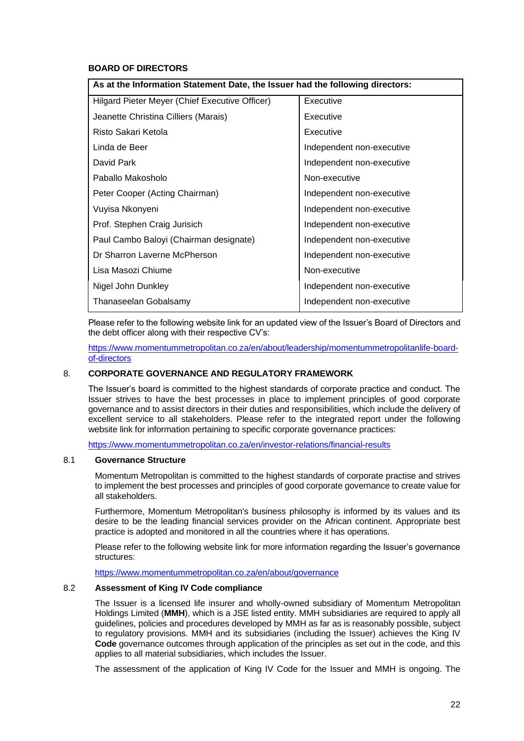**BOARD OF DIRECTORS**

| As at the Information Statement Date, the Issuer had the following directors: | |
|---|---|
| Hilgard Pieter Meyer (Chief Executive Officer) | Executive |
| Jeanette Christina Cilliers (Marais) | Executive |
| Risto Sakari Ketola | Executive |
| Linda de Beer | Independent non-executive |
| David Park | Independent non-executive |
| Paballo Makosholo | Non-executive |
| Peter Cooper (Acting Chairman) | Independent non-executive |
| Vuyisa Nkonyeni | Independent non-executive |
| Prof. Stephen Craig Jurisich | Independent non-executive |
| Paul Cambo Baloyi (Chairman designate) | Independent non-executive |
| Dr Sharron Laverne McPherson | Independent non-executive |
| Lisa Masozi Chiume | Non-executive |
| Nigel John Dunkley | Independent non-executive |
| Thanaseelan Gobalsamy | Independent non-executive |

Please refer to the following website link for an updated view of the Issuer's Board of Directors and the debt officer along with their respective CV's:

https://www.momentummetropolitan.co.za/en/about/leadership/momentummetropolitanlife-board-of-directors

## 8. CORPORATE GOVERNANCE AND REGULATORY FRAMEWORK

The Issuer's board is committed to the highest standards of corporate practice and conduct. The Issuer strives to have the best processes in place to implement principles of good corporate governance and to assist directors in their duties and responsibilities, which include the delivery of excellent service to all stakeholders. Please refer to the integrated report under the following website link for information pertaining to specific corporate governance practices:

https://www.momentummetropolitan.co.za/en/investor-relations/financial-results

### 8.1 Governance Structure

Momentum Metropolitan is committed to the highest standards of corporate practise and strives to implement the best processes and principles of good corporate governance to create value for all stakeholders.

Furthermore, Momentum Metropolitan's business philosophy is informed by its values and its desire to be the leading financial services provider on the African continent. Appropriate best practice is adopted and monitored in all the countries where it has operations.

Please refer to the following website link for more information regarding the Issuer's governance structures:

https://www.momentummetropolitan.co.za/en/about/governance

### 8.2 Assessment of King IV Code compliance

The Issuer is a licensed life insurer and wholly-owned subsidiary of Momentum Metropolitan Holdings Limited (**MMH**), which is a JSE listed entity. MMH subsidiaries are required to apply all guidelines, policies and procedures developed by MMH as far as is reasonably possible, subject to regulatory provisions. MMH and its subsidiaries (including the Issuer) achieves the King IV **Code** governance outcomes through application of the principles as set out in the code, and this applies to all material subsidiaries, which includes the Issuer.

The assessment of the application of King IV Code for the Issuer and MMH is ongoing. The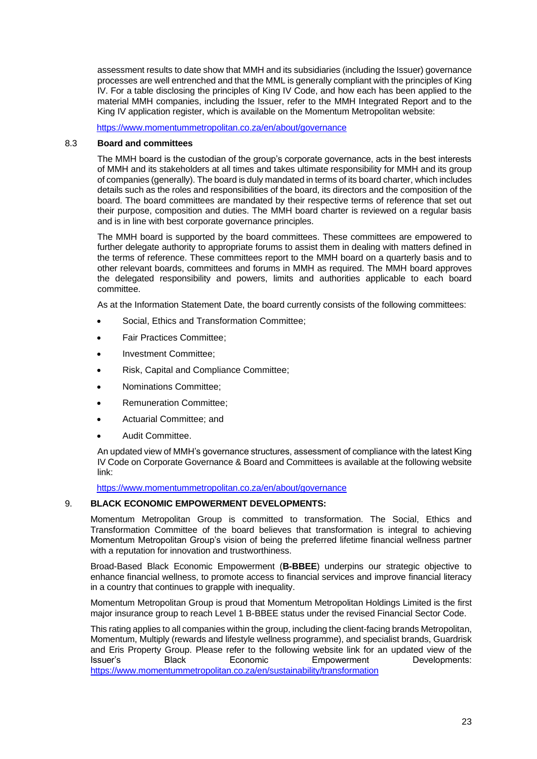assessment results to date show that MMH and its subsidiaries (including the Issuer) governance processes are well entrenched and that the MML is generally compliant with the principles of King IV. For a table disclosing the principles of King IV Code, and how each has been applied to the material MMH companies, including the Issuer, refer to the MMH Integrated Report and to the King IV application register, which is available on the Momentum Metropolitan website:

https://www.momentummetropolitan.co.za/en/about/governance

### 8.3 Board and committees

The MMH board is the custodian of the group's corporate governance, acts in the best interests of MMH and its stakeholders at all times and takes ultimate responsibility for MMH and its group of companies (generally). The board is duly mandated in terms of its board charter, which includes details such as the roles and responsibilities of the board, its directors and the composition of the board. The board committees are mandated by their respective terms of reference that set out their purpose, composition and duties. The MMH board charter is reviewed on a regular basis and is in line with best corporate governance principles.

The MMH board is supported by the board committees. These committees are empowered to further delegate authority to appropriate forums to assist them in dealing with matters defined in the terms of reference. These committees report to the MMH board on a quarterly basis and to other relevant boards, committees and forums in MMH as required. The MMH board approves the delegated responsibility and powers, limits and authorities applicable to each board committee.

As at the Information Statement Date, the board currently consists of the following committees:

- Social, Ethics and Transformation Committee;
- Fair Practices Committee;
- Investment Committee;
- Risk, Capital and Compliance Committee;
- Nominations Committee;
- Remuneration Committee;
- Actuarial Committee; and
- Audit Committee.

An updated view of MMH's governance structures, assessment of compliance with the latest King IV Code on Corporate Governance & Board and Committees is available at the following website link:

https://www.momentummetropolitan.co.za/en/about/governance

## 9. BLACK ECONOMIC EMPOWERMENT DEVELOPMENTS:

Momentum Metropolitan Group is committed to transformation. The Social, Ethics and Transformation Committee of the board believes that transformation is integral to achieving Momentum Metropolitan Group's vision of being the preferred lifetime financial wellness partner with a reputation for innovation and trustworthiness.

Broad-Based Black Economic Empowerment (**B-BBEE**) underpins our strategic objective to enhance financial wellness, to promote access to financial services and improve financial literacy in a country that continues to grapple with inequality.

Momentum Metropolitan Group is proud that Momentum Metropolitan Holdings Limited is the first major insurance group to reach Level 1 B-BBEE status under the revised Financial Sector Code.

This rating applies to all companies within the group, including the client-facing brands Metropolitan, Momentum, Multiply (rewards and lifestyle wellness programme), and specialist brands, Guardrisk and Eris Property Group. Please refer to the following website link for an updated view of the Issuer's Black Economic Empowerment Developments: https://www.momentummetropolitan.co.za/en/sustainability/transformation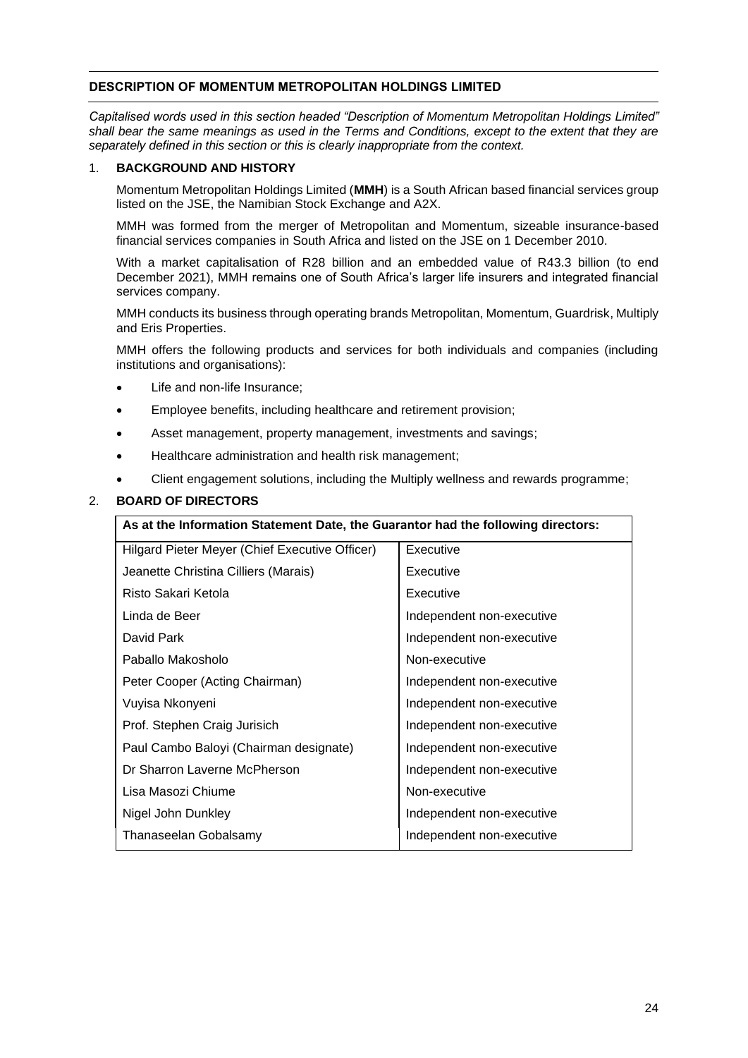## DESCRIPTION OF MOMENTUM METROPOLITAN HOLDINGS LIMITED

*Capitalised words used in this section headed "Description of Momentum Metropolitan Holdings Limited" shall bear the same meanings as used in the Terms and Conditions, except to the extent that they are separately defined in this section or this is clearly inappropriate from the context.*

### 1. BACKGROUND AND HISTORY

Momentum Metropolitan Holdings Limited (**MMH**) is a South African based financial services group listed on the JSE, the Namibian Stock Exchange and A2X.

MMH was formed from the merger of Metropolitan and Momentum, sizeable insurance-based financial services companies in South Africa and listed on the JSE on 1 December 2010.

With a market capitalisation of R28 billion and an embedded value of R43.3 billion (to end December 2021), MMH remains one of South Africa's larger life insurers and integrated financial services company.

MMH conducts its business through operating brands Metropolitan, Momentum, Guardrisk, Multiply and Eris Properties.

MMH offers the following products and services for both individuals and companies (including institutions and organisations):

- Life and non-life Insurance;
- Employee benefits, including healthcare and retirement provision;
- Asset management, property management, investments and savings;
- Healthcare administration and health risk management;
- Client engagement solutions, including the Multiply wellness and rewards programme;

### 2. BOARD OF DIRECTORS

| As at the Information Statement Date, the Guarantor had the following directors: | |
|---|---|
| Hilgard Pieter Meyer (Chief Executive Officer) | Executive |
| Jeanette Christina Cilliers (Marais) | Executive |
| Risto Sakari Ketola | Executive |
| Linda de Beer | Independent non-executive |
| David Park | Independent non-executive |
| Paballo Makosholo | Non-executive |
| Peter Cooper (Acting Chairman) | Independent non-executive |
| Vuyisa Nkonyeni | Independent non-executive |
| Prof. Stephen Craig Jurisich | Independent non-executive |
| Paul Cambo Baloyi (Chairman designate) | Independent non-executive |
| Dr Sharron Laverne McPherson | Independent non-executive |
| Lisa Masozi Chiume | Non-executive |
| Nigel John Dunkley | Independent non-executive |
| Thanaseelan Gobalsamy | Independent non-executive |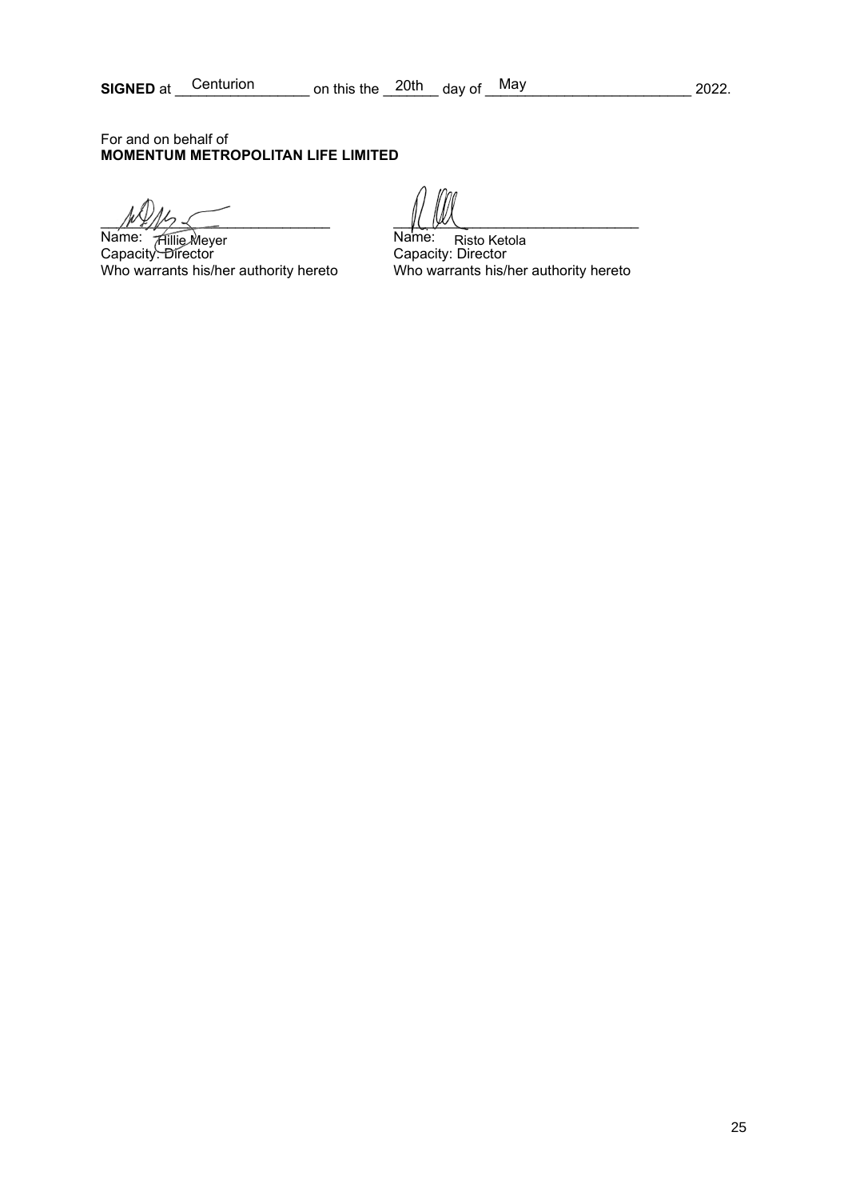**SIGNED** at Centurion on this the 20th day of May 2022.

For and on behalf of
**MOMENTUM METROPOLITAN LIFE LIMITED**

| | |
|---|---|
| ______________________________ | ______________________________ |
| Name: Hillie Meyer | Name: Risto Ketola |
| Capacity: Director | Capacity: Director |
| Who warrants his/her authority hereto | Who warrants his/her authority hereto |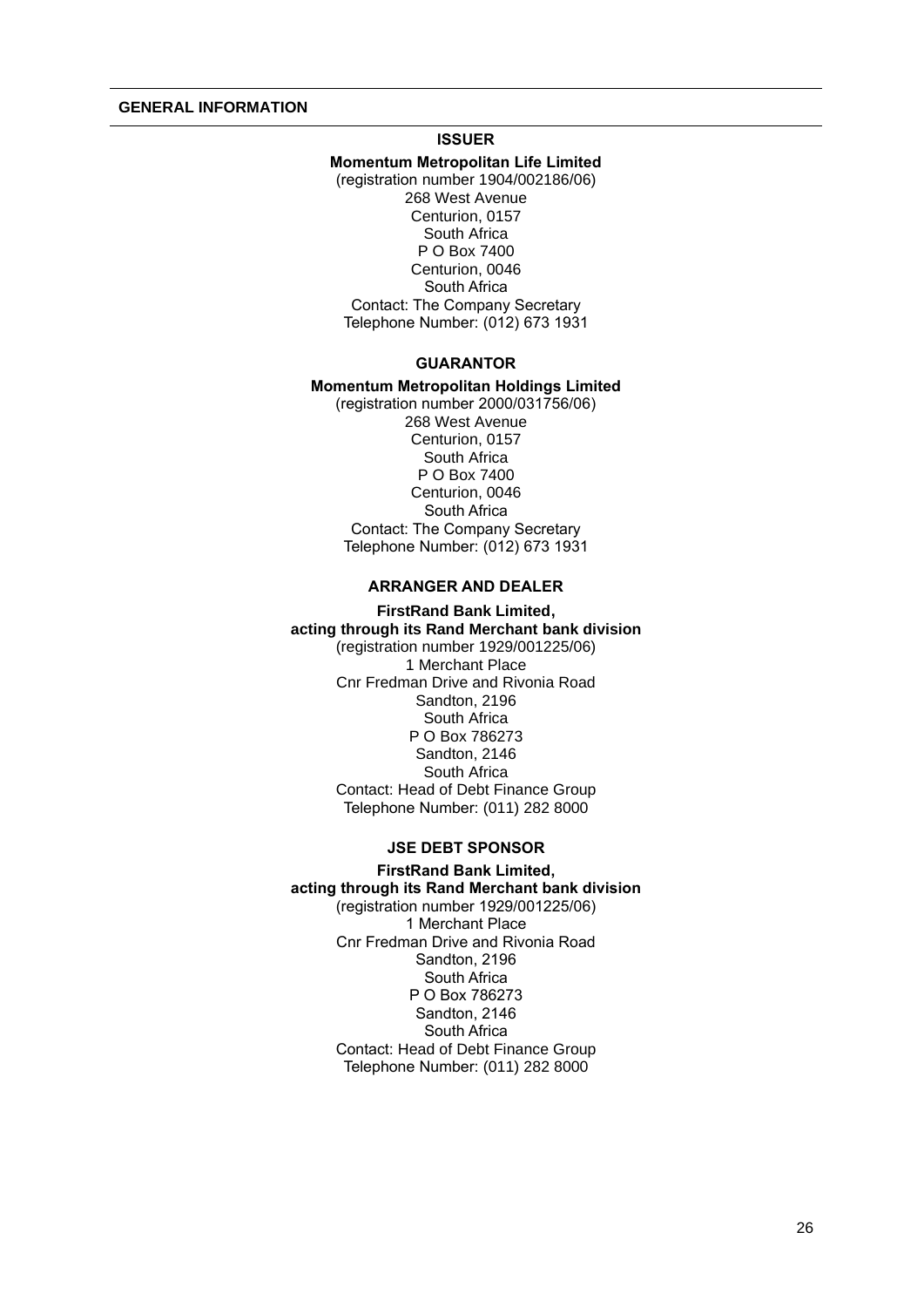## GENERAL INFORMATION

### ISSUER

**Momentum Metropolitan Life Limited**
(registration number 1904/002186/06)
268 West Avenue
Centurion, 0157
South Africa
P O Box 7400
Centurion, 0046
South Africa
Contact: The Company Secretary
Telephone Number: (012) 673 1931

### GUARANTOR

**Momentum Metropolitan Holdings Limited**
(registration number 2000/031756/06)
268 West Avenue
Centurion, 0157
South Africa
P O Box 7400
Centurion, 0046
South Africa
Contact: The Company Secretary
Telephone Number: (012) 673 1931

### ARRANGER AND DEALER

**FirstRand Bank Limited,**
**acting through its Rand Merchant bank division**
(registration number 1929/001225/06)
1 Merchant Place
Cnr Fredman Drive and Rivonia Road
Sandton, 2196
South Africa
P O Box 786273
Sandton, 2146
South Africa
Contact: Head of Debt Finance Group
Telephone Number: (011) 282 8000

### JSE DEBT SPONSOR

**FirstRand Bank Limited,**
**acting through its Rand Merchant bank division**
(registration number 1929/001225/06)
1 Merchant Place
Cnr Fredman Drive and Rivonia Road
Sandton, 2196
South Africa
P O Box 786273
Sandton, 2146
South Africa
Contact: Head of Debt Finance Group
Telephone Number: (011) 282 8000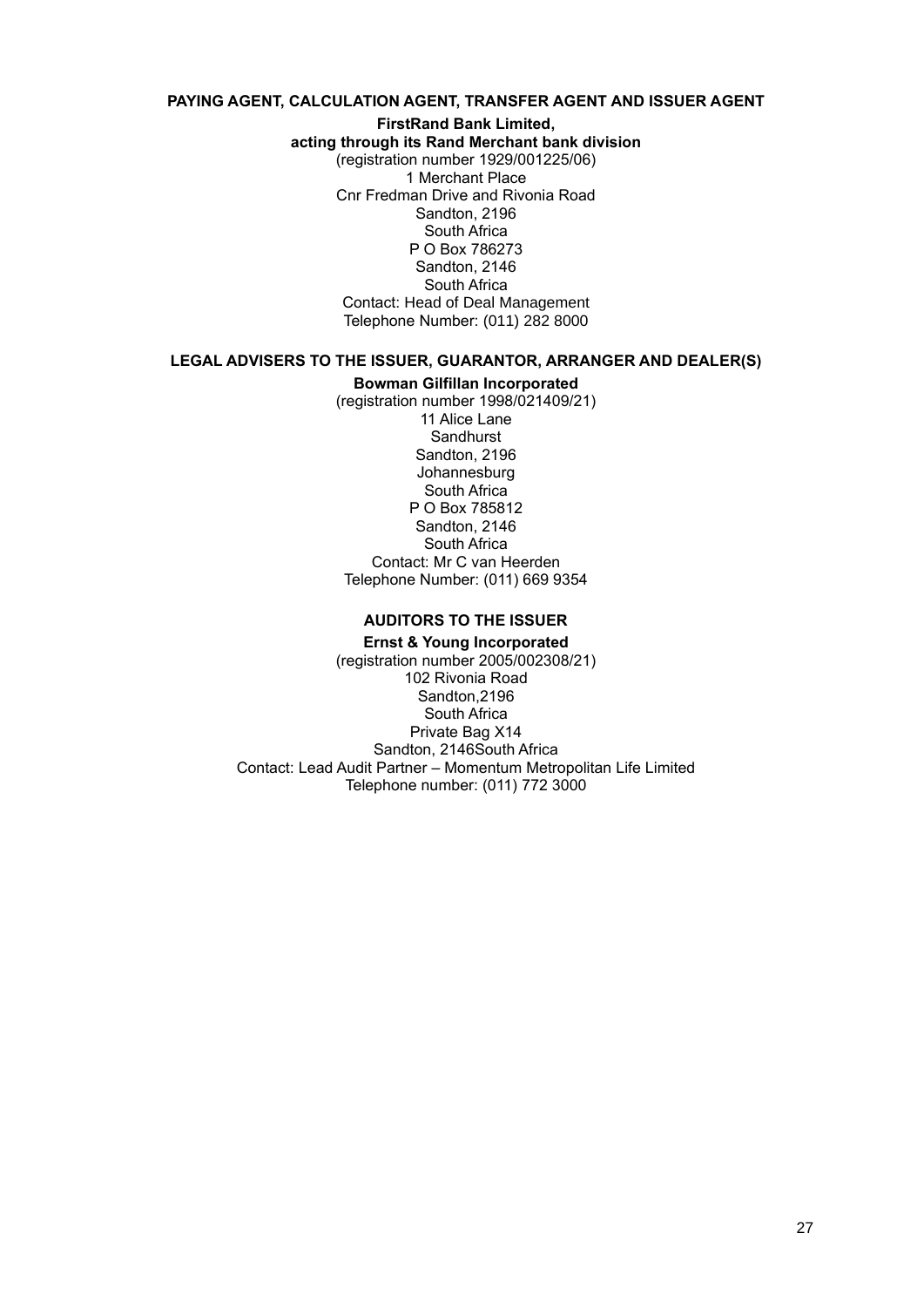**PAYING AGENT, CALCULATION AGENT, TRANSFER AGENT AND ISSUER AGENT**

**FirstRand Bank Limited,**
**acting through its Rand Merchant bank division**
(registration number 1929/001225/06)
1 Merchant Place
Cnr Fredman Drive and Rivonia Road
Sandton, 2196
South Africa
P O Box 786273
Sandton, 2146
South Africa
Contact: Head of Deal Management
Telephone Number: (011) 282 8000

**LEGAL ADVISERS TO THE ISSUER, GUARANTOR, ARRANGER AND DEALER(S)**

**Bowman Gilfillan Incorporated**
(registration number 1998/021409/21)
11 Alice Lane
Sandhurst
Sandton, 2196
Johannesburg
South Africa
P O Box 785812
Sandton, 2146
South Africa
Contact: Mr C van Heerden
Telephone Number: (011) 669 9354

**AUDITORS TO THE ISSUER**

**Ernst & Young Incorporated**
(registration number 2005/002308/21)
102 Rivonia Road
Sandton,2196
South Africa
Private Bag X14
Sandton, 2146South Africa
Contact: Lead Audit Partner – Momentum Metropolitan Life Limited
Telephone number: (011) 772 3000